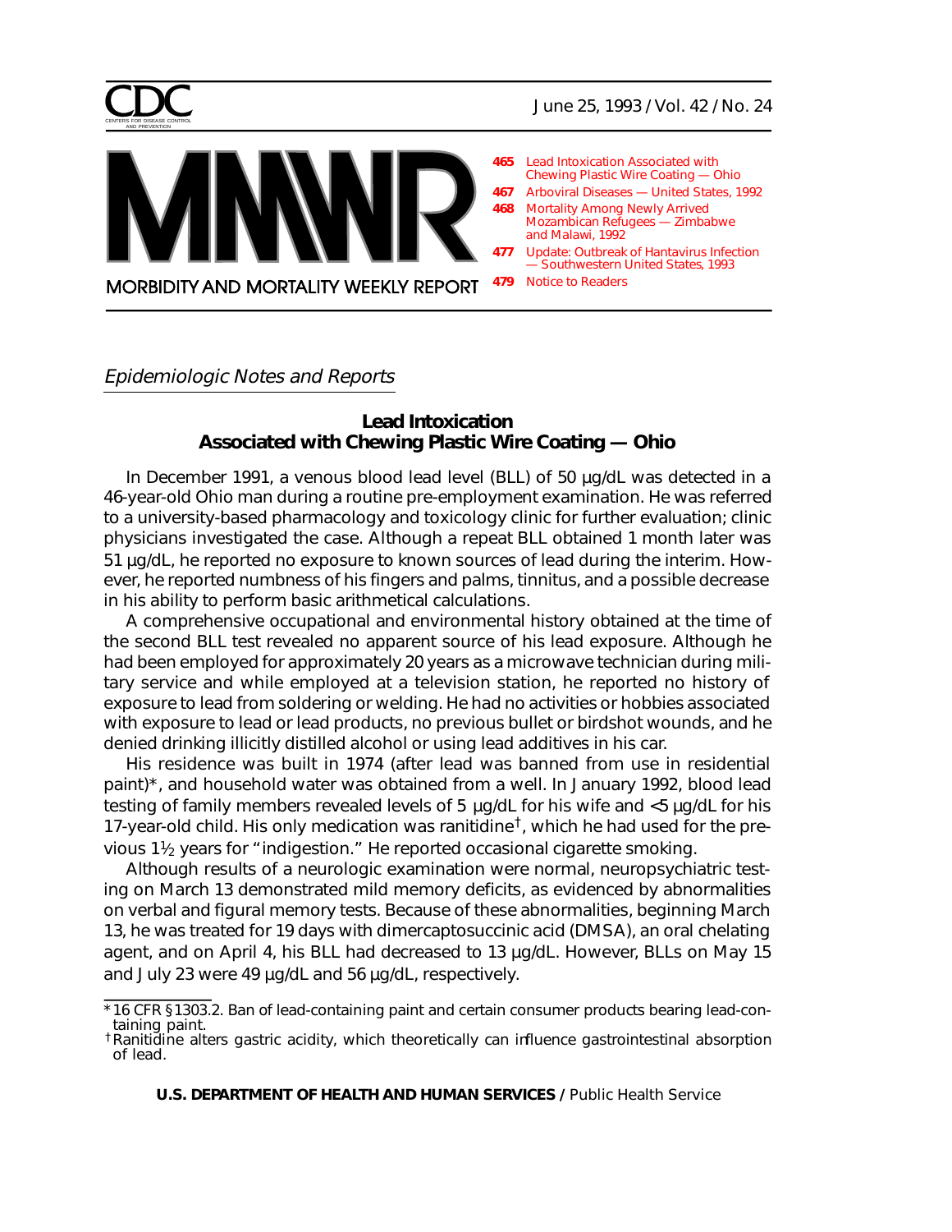# MMWR

MORBIDITY AND MORTALITY WEEKLY REPORT

- 465 Lead Intoxication Associated with Chewing Plastic Wire Coating — Ohio
- 467 Arboviral Diseases — United States, 1992
- 468 Mortality Among Newly Arrived Mozambican Refugees — Zimbabwe and Malawi, 1992
- 477 Update: Outbreak of Hantavirus Infection — Southwestern United States, 1993
- 479 Notice to Readers

*Epidemiologic Notes and Reports*

## Lead Intoxication Associated with Chewing Plastic Wire Coating — Ohio

In December 1991, a venous blood lead level (BLL) of 50 µg/dL was detected in a 46-year-old Ohio man during a routine pre-employment examination. He was referred to a university-based pharmacology and toxicology clinic for further evaluation; clinic physicians investigated the case. Although a repeat BLL obtained 1 month later was 51 µg/dL, he reported no exposure to known sources of lead during the interim. However, he reported numbness of his fingers and palms, tinnitus, and a possible decrease in his ability to perform basic arithmetical calculations.

A comprehensive occupational and environmental history obtained at the time of the second BLL test revealed no apparent source of his lead exposure. Although he had been employed for approximately 20 years as a microwave technician during military service and while employed at a television station, he reported no history of exposure to lead from soldering or welding. He had no activities or hobbies associated with exposure to lead or lead products, no previous bullet or birdshot wounds, and he denied drinking illicitly distilled alcohol or using lead additives in his car.

His residence was built in 1974 (after lead was banned from use in residential paint)*, and household water was obtained from a well. In January 1992, blood lead testing of family members revealed levels of 5 µg/dL for his wife and <5 µg/dL for his 17-year-old child. His only medication was ranitidine†, which he had used for the previous 1½ years for "indigestion." He reported occasional cigarette smoking.

Although results of a neurologic examination were normal, neuropsychiatric testing on March 13 demonstrated mild memory deficits, as evidenced by abnormalities on verbal and figural memory tests. Because of these abnormalities, beginning March 13, he was treated for 19 days with dimercaptosuccinic acid (DMSA), an oral chelating agent, and on April 4, his BLL had decreased to 13 µg/dL. However, BLLs on May 15 and July 23 were 49 µg/dL and 56 µg/dL, respectively.

---

\* 16 CFR §1303.2. Ban of lead-containing paint and certain consumer products bearing lead-containing paint.

† Ranitidine alters gastric acidity, which theoretically can influence gastrointestinal absorption of lead.

**U.S. DEPARTMENT OF HEALTH AND HUMAN SERVICES** / Public Health Service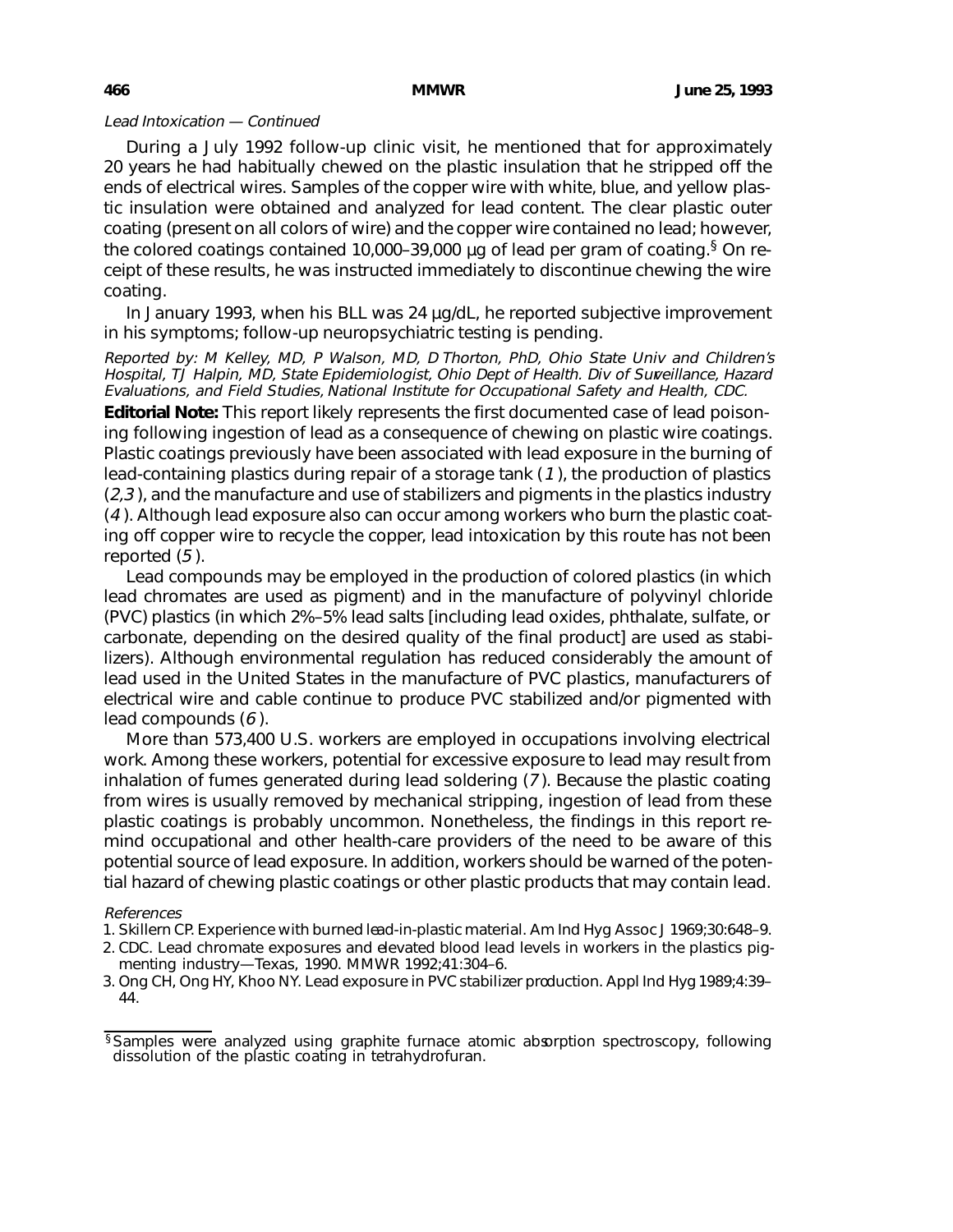*Lead Intoxication — Continued*

During a July 1992 follow-up clinic visit, he mentioned that for approximately 20 years he had habitually chewed on the plastic insulation that he stripped off the ends of electrical wires. Samples of the copper wire with white, blue, and yellow plastic insulation were obtained and analyzed for lead content. The clear plastic outer coating (present on all colors of wire) and the copper wire contained no lead; however, the colored coatings contained 10,000–39,000 µg of lead per gram of coating.[§] On receipt of these results, he was instructed immediately to discontinue chewing the wire coating.

In January 1993, when his BLL was 24 µg/dL, he reported subjective improvement in his symptoms; follow-up neuropsychiatric testing is pending.

*Reported by: M Kelley, MD, P Walson, MD, D Thorton, PhD, Ohio State Univ and Children's Hospital, TJ Halpin, MD, State Epidemiologist, Ohio Dept of Health. Div of Surveillance, Hazard Evaluations, and Field Studies, National Institute for Occupational Safety and Health, CDC.*

**Editorial Note:** This report likely represents the first documented case of lead poisoning following ingestion of lead as a consequence of chewing on plastic wire coatings. Plastic coatings previously have been associated with lead exposure in the burning of lead-containing plastics during repair of a storage tank (*1*), the production of plastics (*2,3*), and the manufacture and use of stabilizers and pigments in the plastics industry (*4*). Although lead exposure also can occur among workers who burn the plastic coating off copper wire to recycle the copper, lead intoxication by this route has not been reported (*5*).

Lead compounds may be employed in the production of colored plastics (in which lead chromates are used as pigment) and in the manufacture of polyvinyl chloride (PVC) plastics (in which 2%–5% lead salts [including lead oxides, phthalate, sulfate, or carbonate, depending on the desired quality of the final product] are used as stabilizers). Although environmental regulation has reduced considerably the amount of lead used in the United States in the manufacture of PVC plastics, manufacturers of electrical wire and cable continue to produce PVC stabilized and/or pigmented with lead compounds (*6*).

More than 573,400 U.S. workers are employed in occupations involving electrical work. Among these workers, potential for excessive exposure to lead may result from inhalation of fumes generated during lead soldering (*7*). Because the plastic coating from wires is usually removed by mechanical stripping, ingestion of lead from these plastic coatings is probably uncommon. Nonetheless, the findings in this report remind occupational and other health-care providers of the need to be aware of this potential source of lead exposure. In addition, workers should be warned of the potential hazard of chewing plastic coatings or other plastic products that may contain lead.

*References*

1. Skillern CP. Experience with burned lead-in-plastic material. Am Ind Hyg Assoc J 1969;30:648–9.
2. CDC. Lead chromate exposures and elevated blood lead levels in workers in the plastics pigmenting industry—Texas, 1990. MMWR 1992;41:304–6.
3. Ong CH, Ong HY, Khoo NY. Lead exposure in PVC stabilizer production. Appl Ind Hyg 1989;4:39–44.

[§] Samples were analyzed using graphite furnace atomic absorption spectroscopy, following dissolution of the plastic coating in tetrahydrofuran.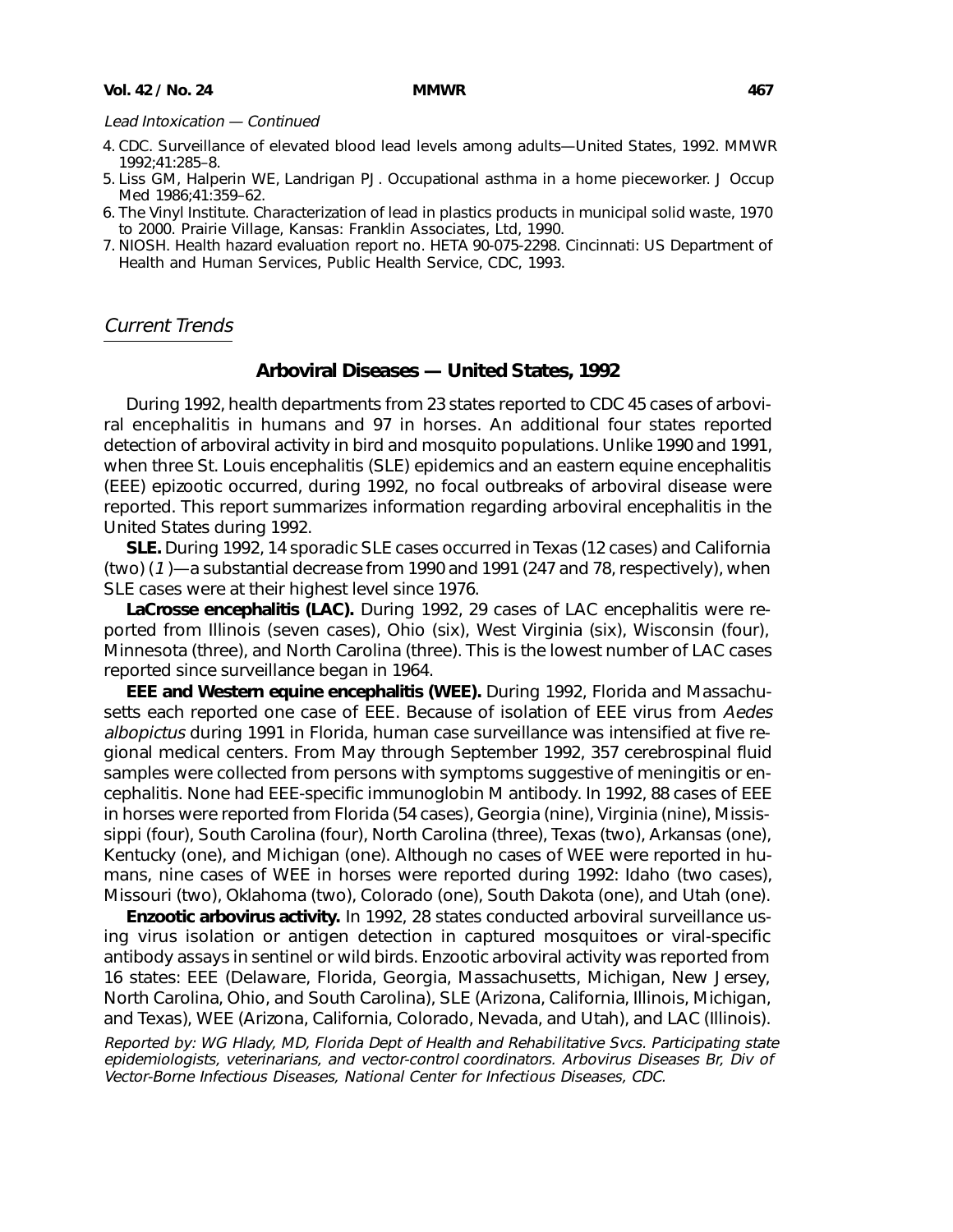*Lead Intoxication — Continued*

4. CDC. Surveillance of elevated blood lead levels among adults—United States, 1992. MMWR 1992;41:285–8.
5. Liss GM, Halperin WE, Landrigan PJ. Occupational asthma in a home pieceworker. J Occup Med 1986;41:359–62.
6. The Vinyl Institute. Characterization of lead in plastics products in municipal solid waste, 1970 to 2000. Prairie Village, Kansas: Franklin Associates, Ltd, 1990.
7. NIOSH. Health hazard evaluation report no. HETA 90-075-2298. Cincinnati: US Department of Health and Human Services, Public Health Service, CDC, 1993.

*Current Trends*

## Arboviral Diseases — United States, 1992

During 1992, health departments from 23 states reported to CDC 45 cases of arboviral encephalitis in humans and 97 in horses. An additional four states reported detection of arboviral activity in bird and mosquito populations. Unlike 1990 and 1991, when three St. Louis encephalitis (SLE) epidemics and an eastern equine encephalitis (EEE) epizootic occurred, during 1992, no focal outbreaks of arboviral disease were reported. This report summarizes information regarding arboviral encephalitis in the United States during 1992.

**SLE.** During 1992, 14 sporadic SLE cases occurred in Texas (12 cases) and California (two) (*1*)—a substantial decrease from 1990 and 1991 (247 and 78, respectively), when SLE cases were at their highest level since 1976.

**LaCrosse encephalitis (LAC).** During 1992, 29 cases of LAC encephalitis were reported from Illinois (seven cases), Ohio (six), West Virginia (six), Wisconsin (four), Minnesota (three), and North Carolina (three). This is the lowest number of LAC cases reported since surveillance began in 1964.

**EEE and Western equine encephalitis (WEE).** During 1992, Florida and Massachusetts each reported one case of EEE. Because of isolation of EEE virus from *Aedes albopictus* during 1991 in Florida, human case surveillance was intensified at five regional medical centers. From May through September 1992, 357 cerebrospinal fluid samples were collected from persons with symptoms suggestive of meningitis or encephalitis. None had EEE-specific immunoglobin M antibody. In 1992, 88 cases of EEE in horses were reported from Florida (54 cases), Georgia (nine), Virginia (nine), Mississippi (four), South Carolina (four), North Carolina (three), Texas (two), Arkansas (one), Kentucky (one), and Michigan (one). Although no cases of WEE were reported in humans, nine cases of WEE in horses were reported during 1992: Idaho (two cases), Missouri (two), Oklahoma (two), Colorado (one), South Dakota (one), and Utah (one).

**Enzootic arbovirus activity.** In 1992, 28 states conducted arboviral surveillance using virus isolation or antigen detection in captured mosquitoes or viral-specific antibody assays in sentinel or wild birds. Enzootic arboviral activity was reported from 16 states: EEE (Delaware, Florida, Georgia, Massachusetts, Michigan, New Jersey, North Carolina, Ohio, and South Carolina), SLE (Arizona, California, Illinois, Michigan, and Texas), WEE (Arizona, California, Colorado, Nevada, and Utah), and LAC (Illinois).

*Reported by: WG Hlady, MD, Florida Dept of Health and Rehabilitative Svcs. Participating state epidemiologists, veterinarians, and vector-control coordinators. Arbovirus Diseases Br, Div of Vector-Borne Infectious Diseases, National Center for Infectious Diseases, CDC.*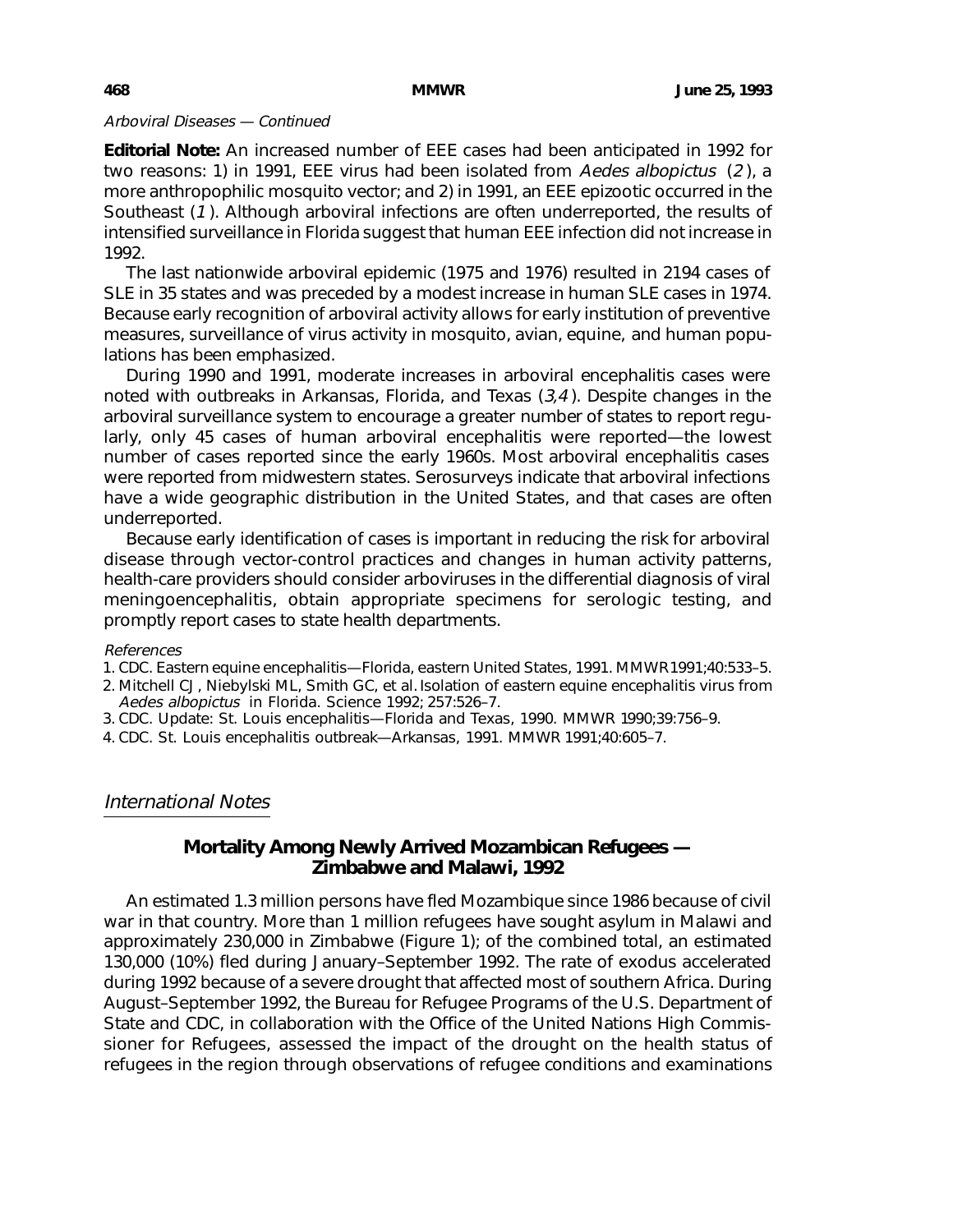*Arboviral Diseases — Continued*

**Editorial Note:** An increased number of EEE cases had been anticipated in 1992 for two reasons: 1) in 1991, EEE virus had been isolated from *Aedes albopictus* (*2*), a more anthropophilic mosquito vector; and 2) in 1991, an EEE epizootic occurred in the Southeast (*1*). Although arboviral infections are often underreported, the results of intensified surveillance in Florida suggest that human EEE infection did not increase in 1992.

The last nationwide arboviral epidemic (1975 and 1976) resulted in 2194 cases of SLE in 35 states and was preceded by a modest increase in human SLE cases in 1974. Because early recognition of arboviral activity allows for early institution of preventive measures, surveillance of virus activity in mosquito, avian, equine, and human populations has been emphasized.

During 1990 and 1991, moderate increases in arboviral encephalitis cases were noted with outbreaks in Arkansas, Florida, and Texas (*3,4*). Despite changes in the arboviral surveillance system to encourage a greater number of states to report regularly, only 45 cases of human arboviral encephalitis were reported—the lowest number of cases reported since the early 1960s. Most arboviral encephalitis cases were reported from midwestern states. Serosurveys indicate that arboviral infections have a wide geographic distribution in the United States, and that cases are often underreported.

Because early identification of cases is important in reducing the risk for arboviral disease through vector-control practices and changes in human activity patterns, health-care providers should consider arboviruses in the differential diagnosis of viral meningoencephalitis, obtain appropriate specimens for serologic testing, and promptly report cases to state health departments.

*References*

1. CDC. Eastern equine encephalitis—Florida, eastern United States, 1991. MMWR 1991;40:533–5.
2. Mitchell CJ, Niebylski ML, Smith GC, et al. Isolation of eastern equine encephalitis virus from *Aedes albopictus* in Florida. Science 1992; 257:526–7.
3. CDC. Update: St. Louis encephalitis—Florida and Texas, 1990. MMWR 1990;39:756–9.
4. CDC. St. Louis encephalitis outbreak—Arkansas, 1991. MMWR 1991;40:605–7.

## *International Notes*

### Mortality Among Newly Arrived Mozambican Refugees — Zimbabwe and Malawi, 1992

An estimated 1.3 million persons have fled Mozambique since 1986 because of civil war in that country. More than 1 million refugees have sought asylum in Malawi and approximately 230,000 in Zimbabwe (Figure 1); of the combined total, an estimated 130,000 (10%) fled during January–September 1992. The rate of exodus accelerated during 1992 because of a severe drought that affected most of southern Africa. During August–September 1992, the Bureau for Refugee Programs of the U.S. Department of State and CDC, in collaboration with the Office of the United Nations High Commissioner for Refugees, assessed the impact of the drought on the health status of refugees in the region through observations of refugee conditions and examinations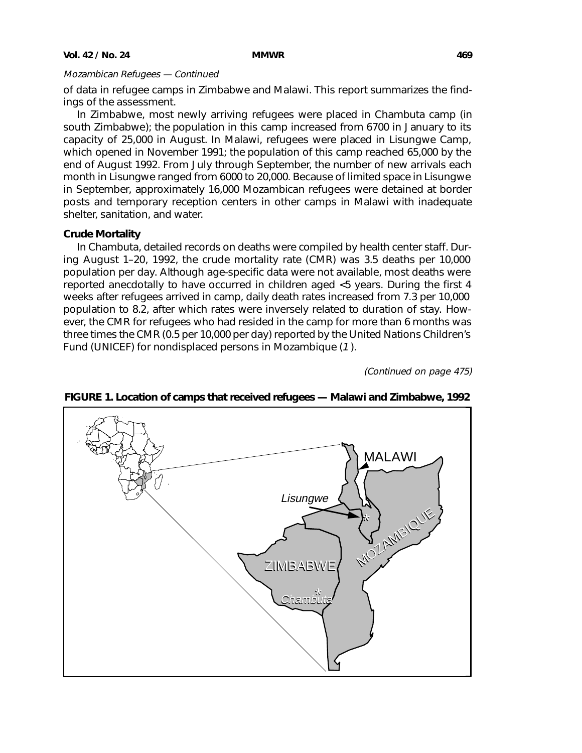*Mozambican Refugees — Continued*

of data in refugee camps in Zimbabwe and Malawi. This report summarizes the findings of the assessment.

In Zimbabwe, most newly arriving refugees were placed in Chambuta camp (in south Zimbabwe); the population in this camp increased from 6700 in January to its capacity of 25,000 in August. In Malawi, refugees were placed in Lisungwe Camp, which opened in November 1991; the population of this camp reached 65,000 by the end of August 1992. From July through September, the number of new arrivals each month in Lisungwe ranged from 6000 to 20,000. Because of limited space in Lisungwe in September, approximately 16,000 Mozambican refugees were detained at border posts and temporary reception centers in other camps in Malawi with inadequate shelter, sanitation, and water.

**Crude Mortality**

In Chambuta, detailed records on deaths were compiled by health center staff. During August 1–20, 1992, the crude mortality rate (CMR) was 3.5 deaths per 10,000 population per day. Although age-specific data were not available, most deaths were reported anecdotally to have occurred in children aged <5 years. During the first 4 weeks after refugees arrived in camp, daily death rates increased from 7.3 per 10,000 population to 8.2, after which rates were inversely related to duration of stay. However, the CMR for refugees who had resided in the camp for more than 6 months was three times the CMR (0.5 per 10,000 per day) reported by the United Nations Children's Fund (UNICEF) for nondisplaced persons in Mozambique (*1*).

*(Continued on page 475)*

**FIGURE 1. Location of camps that received refugees — Malawi and Zimbabwe, 1992**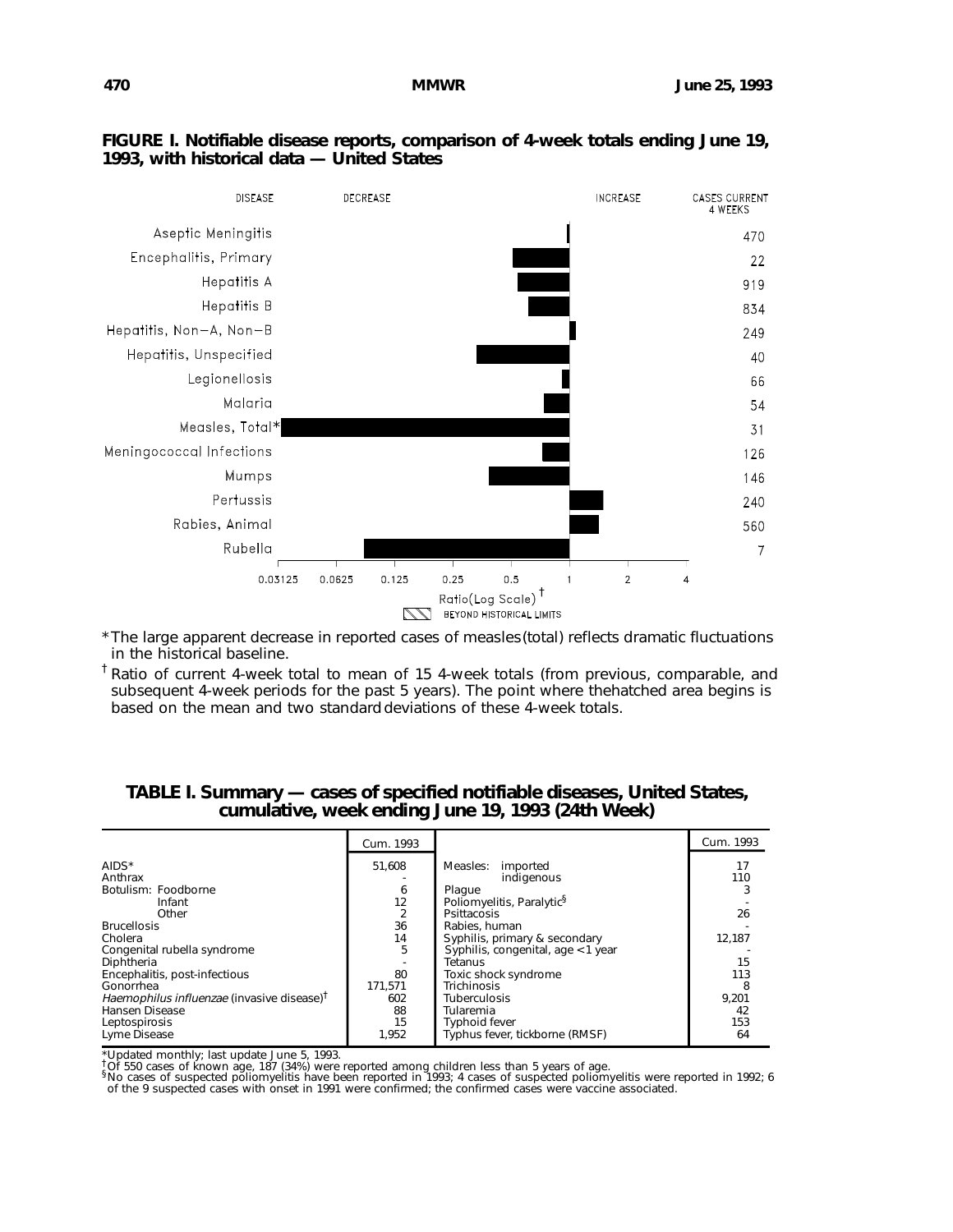**FIGURE I. Notifiable disease reports, comparison of 4-week totals ending June 19, 1993, with historical data — United States**

| DISEASE | CASES CURRENT 4 WEEKS |
|---|---|
| Aseptic Meningitis | 470 |
| Encephalitis, Primary | 22 |
| Hepatitis A | 919 |
| Hepatitis B | 834 |
| Hepatitis, Non–A, Non–B | 249 |
| Hepatitis, Unspecified | 40 |
| Legionellosis | 66 |
| Malaria | 54 |
| Measles, Total* | 31 |
| Meningococcal Infections | 126 |
| Mumps | 146 |
| Pertussis | 240 |
| Rabies, Animal | 560 |
| Rubella | 7 |

Ratio (Log Scale)[†]

BEYOND HISTORICAL LIMITS

*The large apparent decrease in reported cases of measles (total) reflects dramatic fluctuations in the historical baseline.

[†] Ratio of current 4-week total to mean of 15 4-week totals (from previous, comparable, and subsequent 4-week periods for the past 5 years). The point where the hatched area begins is based on the mean and two standard deviations of these 4-week totals.

**TABLE I. Summary — cases of specified notifiable diseases, United States, cumulative, week ending June 19, 1993 (24th Week)**

| | Cum. 1993 | | Cum. 1993 |
|---|---|---|---|
| AIDS* | 51,608 | Measles: imported | 17 |
| Anthrax | - | indigenous | 110 |
| Botulism: Foodborne | 6 | Plague | 3 |
| Infant | 12 | Poliomyelitis, Paralytic[§] | - |
| Other | 2 | Psittacosis | 26 |
| Brucellosis | 36 | Rabies, human | - |
| Cholera | 14 | Syphilis, primary & secondary | 12,187 |
| Congenital rubella syndrome | 5 | Syphilis, congenital, age <1 year | - |
| Diphtheria | - | Tetanus | 15 |
| Encephalitis, post-infectious | 80 | Toxic shock syndrome | 113 |
| Gonorrhea | 171,571 | Trichinosis | 8 |
| *Haemophilus influenzae* (invasive disease)[†] | 602 | Tuberculosis | 9,201 |
| Hansen Disease | 88 | Tularemia | 42 |
| Leptospirosis | 15 | Typhoid fever | 153 |
| Lyme Disease | 1,952 | Typhus fever, tickborne (RMSF) | 64 |

*Updated monthly; last update June 5, 1993.
[†]Of 550 cases of known age, 187 (34%) were reported among children less than 5 years of age.
[§]No cases of suspected poliomyelitis have been reported in 1993; 4 cases of suspected poliomyelitis were reported in 1992; 6 of the 9 suspected cases with onset in 1991 were confirmed; the confirmed cases were vaccine associated.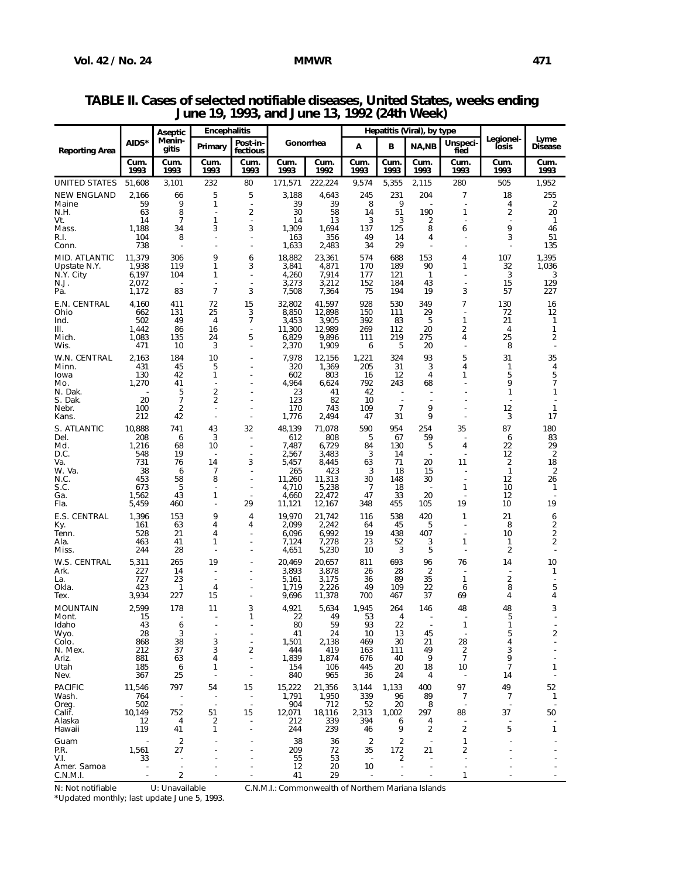**TABLE II. Cases of selected notifiable diseases, United States, weeks ending June 19, 1993, and June 13, 1992 (24th Week)**

| Reporting Area | AIDS* | Aseptic Menin-gitis | Encephalitis | | Gonorrhea | | Hepatitis (Viral), by type | | | | Legionel-losis | Lyme Disease |
|---|---|---|---|---|---|---|---|---|---|---|---|---|
| | | | Primary | Post-in-fectious | | | A | B | NA,NB | Unspeci-fied | | |
| | Cum. 1993 | Cum. 1993 | Cum. 1993 | Cum. 1993 | Cum. 1993 | Cum. 1992 | Cum. 1993 | Cum. 1993 | Cum. 1993 | Cum. 1993 | Cum. 1993 | Cum. 1993 |
| UNITED STATES | 51,608 | 3,101 | 232 | 80 | 171,571 | 222,224 | 9,574 | 5,355 | 2,115 | 280 | 505 | 1,952 |
| NEW ENGLAND | 2,166 | 66 | 5 | 5 | 3,188 | 4,643 | 245 | 231 | 204 | 7 | 18 | 255 |
| Maine | 59 | 9 | 1 | - | 39 | 39 | 8 | 9 | - | - | 4 | 2 |
| N.H. | 63 | 8 | - | 2 | 30 | 58 | 14 | 51 | 190 | 1 | 2 | 20 |
| Vt. | 14 | 7 | 1 | - | 14 | 13 | 3 | 3 | 2 | - | - | 1 |
| Mass. | 1,188 | 34 | 3 | 3 | 1,309 | 1,694 | 137 | 125 | 8 | 6 | 9 | 46 |
| R.I. | 104 | 8 | - | - | 163 | 356 | 49 | 14 | 4 | - | 3 | 51 |
| Conn. | 738 | - | - | - | 1,633 | 2,483 | 34 | 29 | - | - | - | 135 |
| MID. ATLANTIC | 11,379 | 306 | 9 | 6 | 18,882 | 23,361 | 574 | 688 | 153 | 4 | 107 | 1,395 |
| Upstate N.Y. | 1,938 | 119 | 1 | 3 | 3,841 | 4,871 | 170 | 189 | 90 | 1 | 32 | 1,036 |
| N.Y. City | 6,197 | 104 | 1 | - | 4,260 | 7,914 | 177 | 121 | 1 | - | 3 | 3 |
| N.J. | 2,072 | - | - | - | 3,273 | 3,212 | 152 | 184 | 43 | - | 15 | 129 |
| Pa. | 1,172 | 83 | 7 | 3 | 7,508 | 7,364 | 75 | 194 | 19 | 3 | 57 | 227 |
| E.N. CENTRAL | 4,160 | 411 | 72 | 15 | 32,802 | 41,597 | 928 | 530 | 349 | 7 | 130 | 16 |
| Ohio | 662 | 131 | 25 | 3 | 8,850 | 12,898 | 150 | 111 | 29 | - | 72 | 12 |
| Ind. | 502 | 49 | 4 | 7 | 3,453 | 3,905 | 392 | 83 | 5 | 1 | 21 | 1 |
| Ill. | 1,442 | 86 | 16 | - | 11,300 | 12,989 | 269 | 112 | 20 | 2 | 4 | 1 |
| Mich. | 1,083 | 135 | 24 | 5 | 6,829 | 9,896 | 111 | 219 | 275 | 4 | 25 | 2 |
| Wis. | 471 | 10 | 3 | - | 2,370 | 1,909 | 6 | 5 | 20 | - | 8 | - |
| W.N. CENTRAL | 2,163 | 184 | 10 | - | 7,978 | 12,156 | 1,221 | 324 | 93 | 5 | 31 | 35 |
| Minn. | 431 | 45 | 5 | - | 320 | 1,369 | 205 | 31 | 3 | 4 | 1 | 4 |
| Iowa | 130 | 42 | 1 | - | 602 | 803 | 16 | 12 | 4 | 1 | 5 | 5 |
| Mo. | 1,270 | 41 | - | - | 4,964 | 6,624 | 792 | 243 | 68 | - | 9 | 7 |
| N. Dak. | - | 5 | 2 | - | 23 | 41 | 42 | - | - | - | 1 | 1 |
| S. Dak. | 20 | 7 | 2 | - | 123 | 82 | 10 | - | - | - | - | - |
| Nebr. | 100 | 2 | - | - | 170 | 743 | 109 | 7 | 9 | - | 12 | 1 |
| Kans. | 212 | 42 | - | - | 1,776 | 2,494 | 47 | 31 | 9 | - | 3 | 17 |
| S. ATLANTIC | 10,888 | 741 | 43 | 32 | 48,139 | 71,078 | 590 | 954 | 254 | 35 | 87 | 180 |
| Del. | 208 | 6 | 3 | - | 612 | 808 | 5 | 67 | 59 | - | 6 | 83 |
| Md. | 1,216 | 68 | 10 | - | 7,487 | 6,729 | 84 | 130 | 5 | 4 | 22 | 29 |
| D.C. | 548 | 19 | - | - | 2,567 | 3,483 | 3 | 14 | - | - | 12 | 2 |
| Va. | 731 | 76 | 14 | 3 | 5,457 | 8,445 | 63 | 71 | 20 | 11 | 2 | 18 |
| W. Va. | 38 | 6 | 7 | - | 265 | 423 | 3 | 18 | 15 | - | 1 | 2 |
| N.C. | 453 | 58 | 8 | - | 11,260 | 11,313 | 30 | 148 | 30 | - | 12 | 26 |
| S.C. | 673 | 5 | - | - | 4,710 | 5,238 | 7 | 18 | - | 1 | 10 | 1 |
| Ga. | 1,562 | 43 | 1 | - | 4,660 | 22,472 | 47 | 33 | 20 | - | 12 | - |
| Fla. | 5,459 | 460 | - | 29 | 11,121 | 12,167 | 348 | 455 | 105 | 19 | 10 | 19 |
| E.S. CENTRAL | 1,396 | 153 | 9 | 4 | 19,970 | 21,742 | 116 | 538 | 420 | 1 | 21 | 6 |
| Ky. | 161 | 63 | 4 | 4 | 2,099 | 2,242 | 64 | 45 | 5 | - | 8 | 2 |
| Tenn. | 528 | 21 | 4 | - | 6,096 | 6,992 | 19 | 438 | 407 | - | 10 | 2 |
| Ala. | 463 | 41 | 1 | - | 7,124 | 7,278 | 23 | 52 | 3 | 1 | 1 | 2 |
| Miss. | 244 | 28 | - | - | 4,651 | 5,230 | 10 | 3 | 5 | - | 2 | - |
| W.S. CENTRAL | 5,311 | 265 | 19 | - | 20,469 | 20,657 | 811 | 693 | 96 | 76 | 14 | 10 |
| Ark. | 227 | 14 | - | - | 3,893 | 3,878 | 26 | 28 | 2 | - | - | 1 |
| La. | 727 | 23 | - | - | 5,161 | 3,175 | 36 | 89 | 35 | 1 | 2 | - |
| Okla. | 423 | 1 | 4 | - | 1,719 | 2,226 | 49 | 109 | 22 | 6 | 8 | 5 |
| Tex. | 3,934 | 227 | 15 | - | 9,696 | 11,378 | 700 | 467 | 37 | 69 | 4 | 4 |
| MOUNTAIN | 2,599 | 178 | 11 | 3 | 4,921 | 5,634 | 1,945 | 264 | 146 | 48 | 48 | 3 |
| Mont. | 15 | - | - | 1 | 22 | 49 | 53 | 4 | - | - | 5 | - |
| Idaho | 43 | 6 | - | - | 80 | 59 | 93 | 22 | - | 1 | 1 | - |
| Wyo. | 28 | 3 | - | - | 41 | 24 | 10 | 13 | 45 | - | 5 | 2 |
| Colo. | 868 | 38 | 3 | - | 1,501 | 2,138 | 469 | 30 | 21 | 28 | 4 | - |
| N. Mex. | 212 | 37 | 3 | 2 | 444 | 419 | 163 | 111 | 49 | 2 | 3 | - |
| Ariz. | 881 | 63 | 4 | - | 1,839 | 1,874 | 676 | 40 | 9 | 7 | 9 | - |
| Utah | 185 | 6 | 1 | - | 154 | 106 | 445 | 20 | 18 | 10 | 7 | 1 |
| Nev. | 367 | 25 | - | - | 840 | 965 | 36 | 24 | 4 | - | 14 | - |
| PACIFIC | 11,546 | 797 | 54 | 15 | 15,222 | 21,356 | 3,144 | 1,133 | 400 | 97 | 49 | 52 |
| Wash. | 764 | - | - | - | 1,791 | 1,950 | 339 | 96 | 89 | 7 | 7 | 1 |
| Oreg. | 502 | - | - | - | 904 | 712 | 52 | 20 | 8 | - | - | - |
| Calif. | 10,149 | 752 | 51 | 15 | 12,071 | 18,116 | 2,313 | 1,002 | 297 | 88 | 37 | 50 |
| Alaska | 12 | 4 | 2 | - | 212 | 339 | 394 | 6 | 4 | - | - | - |
| Hawaii | 119 | 41 | 1 | - | 244 | 239 | 46 | 9 | 2 | 2 | 5 | 1 |
| Guam | - | 2 | - | - | 38 | 36 | 2 | 2 | - | 1 | - | - |
| P.R. | 1,561 | 27 | - | - | 209 | 72 | 35 | 172 | 21 | 2 | - | - |
| V.I. | 33 | - | - | - | 55 | 53 | - | 2 | - | - | - | - |
| Amer. Samoa | - | - | - | - | 12 | 20 | 10 | - | - | - | - | - |
| C.N.M.I. | - | 2 | - | - | 41 | 29 | - | - | - | 1 | - | - |

N: Not notifiable U: Unavailable C.N.M.I.: Commonwealth of Northern Mariana Islands

*Updated monthly; last update June 5, 1993.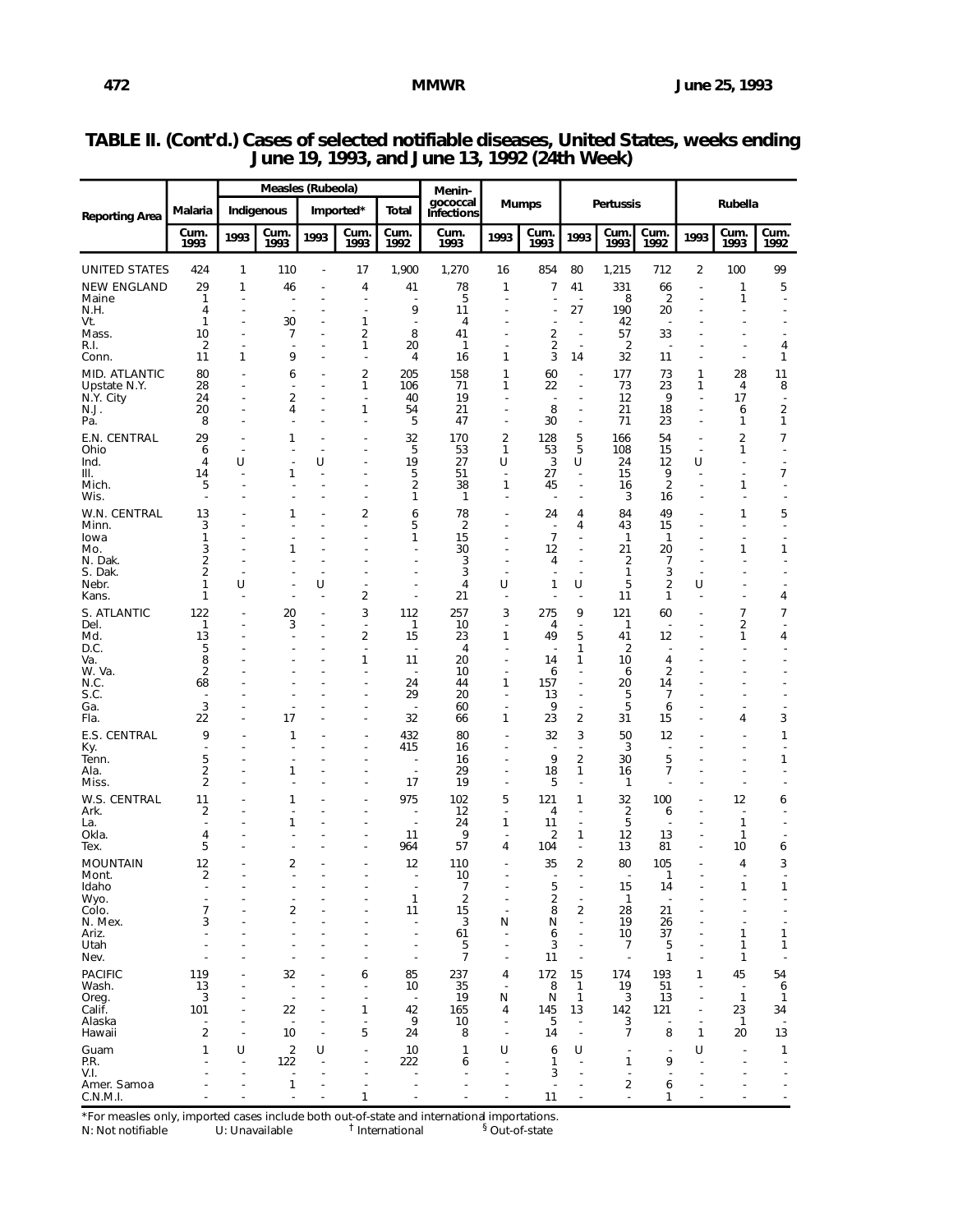**TABLE II. (Cont'd.) Cases of selected notifiable diseases, United States, weeks ending June 19, 1993, and June 13, 1992 (24th Week)**

| Reporting Area | Malaria | Measles (Rubeola) | | | | | Menin-gococcal Infections | Mumps | | Pertussis | | | Rubella | | |
|---|---|---|---|---|---|---|---|---|---|---|---|---|---|---|---|
| | | Indigenous | | Imported* | | Total | | | | | | | | | |
| | Cum. 1993 | 1993 | Cum. 1993 | 1993 | Cum. 1993 | Cum. 1992 | Cum. 1993 | 1993 | Cum. 1993 | 1993 | Cum. 1993 | Cum. 1992 | 1993 | Cum. 1993 | Cum. 1992 |
| UNITED STATES | 424 | 1 | 110 | - | 17 | 1,900 | 1,270 | 16 | 854 | 80 | 1,215 | 712 | 2 | 100 | 99 |
| NEW ENGLAND | 29 | 1 | 46 | - | 4 | 41 | 78 | 1 | 7 | 41 | 331 | 66 | - | 1 | 5 |
| Maine | 1 | - | - | - | - | - | 5 | - | - | - | 8 | 2 | - | 1 | - |
| N.H. | 4 | - | - | - | - | 9 | 11 | - | - | 27 | 190 | 20 | - | - | - |
| Vt. | 1 | - | 30 | - | 1 | - | 4 | - | - | - | 42 | - | - | - | - |
| Mass. | 10 | - | 7 | - | 2 | 8 | 41 | - | 2 | - | 57 | 33 | - | - | - |
| R.I. | 2 | - | - | - | 1 | 20 | 1 | - | 2 | - | 2 | - | - | - | 4 |
| Conn. | 11 | 1 | 9 | - | - | 4 | 16 | 1 | 3 | 14 | 32 | 11 | - | - | 1 |
| MID. ATLANTIC | 80 | - | 6 | - | 2 | 205 | 158 | 1 | 60 | - | 177 | 73 | 1 | 28 | 11 |
| Upstate N.Y. | 28 | - | - | - | 1 | 106 | 71 | 1 | 22 | - | 73 | 23 | 1 | 4 | 8 |
| N.Y. City | 24 | - | 2 | - | - | 40 | 19 | - | - | - | 12 | 9 | - | 17 | - |
| N.J. | 20 | - | 4 | - | 1 | 54 | 21 | - | 8 | - | 21 | 18 | - | 6 | 2 |
| Pa. | 8 | - | - | - | - | 5 | 47 | - | 30 | - | 71 | 23 | - | 1 | 1 |
| E.N. CENTRAL | 29 | - | 1 | - | - | 32 | 170 | 2 | 128 | 5 | 166 | 54 | - | 2 | 7 |
| Ohio | 6 | - | - | - | - | 5 | 53 | 1 | 53 | 5 | 108 | 15 | - | 1 | - |
| Ind. | 4 | U | - | U | - | 19 | 27 | U | 3 | U | 24 | 12 | U | - | - |
| Ill. | 14 | - | 1 | - | - | 5 | 51 | - | 27 | - | 15 | 9 | - | - | 7 |
| Mich. | 5 | - | - | - | - | 2 | 38 | 1 | 45 | - | 16 | 2 | - | 1 | - |
| Wis. | - | - | - | - | - | 1 | 1 | - | - | - | 3 | 16 | - | - | - |
| W.N. CENTRAL | 13 | - | 1 | - | 2 | 6 | 78 | - | 24 | 4 | 84 | 49 | - | 1 | 5 |
| Minn. | 3 | - | - | - | - | 5 | 2 | - | - | 4 | 43 | 15 | - | - | - |
| Iowa | 1 | - | - | - | - | 1 | 15 | - | 7 | - | 1 | 1 | - | - | - |
| Mo. | 3 | - | 1 | - | - | - | 30 | - | 12 | - | 21 | 20 | - | 1 | 1 |
| N. Dak. | 2 | - | - | - | - | - | 3 | - | 4 | - | 2 | 7 | - | - | - |
| S. Dak. | 2 | - | - | - | - | - | 3 | - | - | - | 1 | 3 | - | - | - |
| Nebr. | 1 | U | - | U | - | - | 4 | U | 1 | U | 5 | 2 | U | - | - |
| Kans. | 1 | - | - | - | 2 | - | 21 | - | - | - | 11 | 1 | - | - | 4 |
| S. ATLANTIC | 122 | - | 20 | - | 3 | 112 | 257 | 3 | 275 | 9 | 121 | 60 | - | 7 | 7 |
| Del. | 1 | - | 3 | - | - | 1 | 10 | - | 4 | - | 1 | - | - | 2 | - |
| Md. | 13 | - | - | - | 2 | 15 | 23 | 1 | 49 | 5 | 41 | 12 | - | 1 | 4 |
| D.C. | 5 | - | - | - | - | - | 4 | - | - | 1 | 2 | - | - | - | - |
| Va. | 8 | - | - | - | 1 | 11 | 20 | - | 14 | 1 | 10 | 4 | - | - | - |
| W. Va. | 2 | - | - | - | - | - | 10 | - | 6 | - | 6 | 2 | - | - | - |
| N.C. | 68 | - | - | - | - | 24 | 44 | 1 | 157 | - | 20 | 14 | - | - | - |
| S.C. | - | - | - | - | - | 29 | 20 | - | 13 | - | 5 | 7 | - | - | - |
| Ga. | 3 | - | - | - | - | - | 60 | - | 9 | - | 5 | 6 | - | - | - |
| Fla. | 22 | - | 17 | - | - | 32 | 66 | 1 | 23 | 2 | 31 | 15 | - | 4 | 3 |
| E.S. CENTRAL | 9 | - | 1 | - | - | 432 | 80 | - | 32 | 3 | 50 | 12 | - | - | 1 |
| Ky. | - | - | - | - | - | 415 | 16 | - | - | - | 3 | - | - | - | - |
| Tenn. | 5 | - | - | - | - | - | 16 | - | 9 | 2 | 30 | 5 | - | - | 1 |
| Ala. | 2 | - | 1 | - | - | - | 29 | - | 18 | 1 | 16 | 7 | - | - | - |
| Miss. | 2 | - | - | - | - | 17 | 19 | - | 5 | - | 1 | - | - | - | - |
| W.S. CENTRAL | 11 | - | 1 | - | - | 975 | 102 | 5 | 121 | 1 | 32 | 100 | - | 12 | 6 |
| Ark. | 2 | - | - | - | - | - | 12 | - | 4 | - | 2 | 6 | - | - | - |
| La. | - | - | 1 | - | - | - | 24 | 1 | 11 | - | 5 | - | - | 1 | - |
| Okla. | 4 | - | - | - | - | 11 | 9 | - | 2 | 1 | 12 | 13 | - | 1 | - |
| Tex. | 5 | - | - | - | - | 964 | 57 | 4 | 104 | - | 13 | 81 | - | 10 | 6 |
| MOUNTAIN | 12 | - | 2 | - | - | 12 | 110 | - | 35 | 2 | 80 | 105 | - | 4 | 3 |
| Mont. | 2 | - | - | - | - | - | 10 | - | - | - | - | 1 | - | - | - |
| Idaho | - | - | - | - | - | - | 7 | - | 5 | - | 15 | 14 | - | 1 | 1 |
| Wyo. | - | - | - | - | - | 1 | 2 | - | 2 | - | 1 | - | - | - | - |
| Colo. | 7 | - | 2 | - | - | 11 | 15 | - | 8 | 2 | 28 | 21 | - | - | - |
| N. Mex. | 3 | - | - | - | - | - | 3 | N | N | - | 19 | 26 | - | - | - |
| Ariz. | - | - | - | - | - | - | 61 | - | 6 | - | 10 | 37 | - | 1 | 1 |
| Utah | - | - | - | - | - | - | 5 | - | 3 | - | 7 | 5 | - | 1 | 1 |
| Nev. | - | - | - | - | - | - | 7 | - | 11 | - | - | 1 | - | 1 | - |
| PACIFIC | 119 | - | 32 | - | 6 | 85 | 237 | 4 | 172 | 15 | 174 | 193 | 1 | 45 | 54 |
| Wash. | 13 | - | - | - | - | 10 | 35 | - | 8 | 1 | 19 | 51 | - | - | 6 |
| Oreg. | 3 | - | - | - | - | - | 19 | N | N | 1 | 3 | 13 | - | 1 | 1 |
| Calif. | 101 | - | 22 | - | 1 | 42 | 165 | 4 | 145 | 13 | 142 | 121 | - | 23 | 34 |
| Alaska | - | - | - | - | - | 9 | 10 | - | 5 | - | 3 | - | - | 1 | - |
| Hawaii | 2 | - | 10 | - | 5 | 24 | 8 | - | 14 | - | 7 | 8 | 1 | 20 | 13 |
| Guam | 1 | U | 2 | U | - | 10 | 1 | U | 6 | U | - | - | U | - | 1 |
| P.R. | - | - | 122 | - | - | 222 | 6 | - | 1 | - | 1 | 9 | - | - | - |
| V.I. | - | - | - | - | - | - | - | - | 3 | - | - | - | - | - | - |
| Amer. Samoa | - | - | 1 | - | - | - | - | - | - | - | 2 | 6 | - | - | - |
| C.N.M.I. | - | - | - | - | 1 | - | - | - | 11 | - | - | 1 | - | - | - |

*For measles only, imported cases include both out-of-state and international importations.

N: Not notifiable U: Unavailable † International § Out-of-state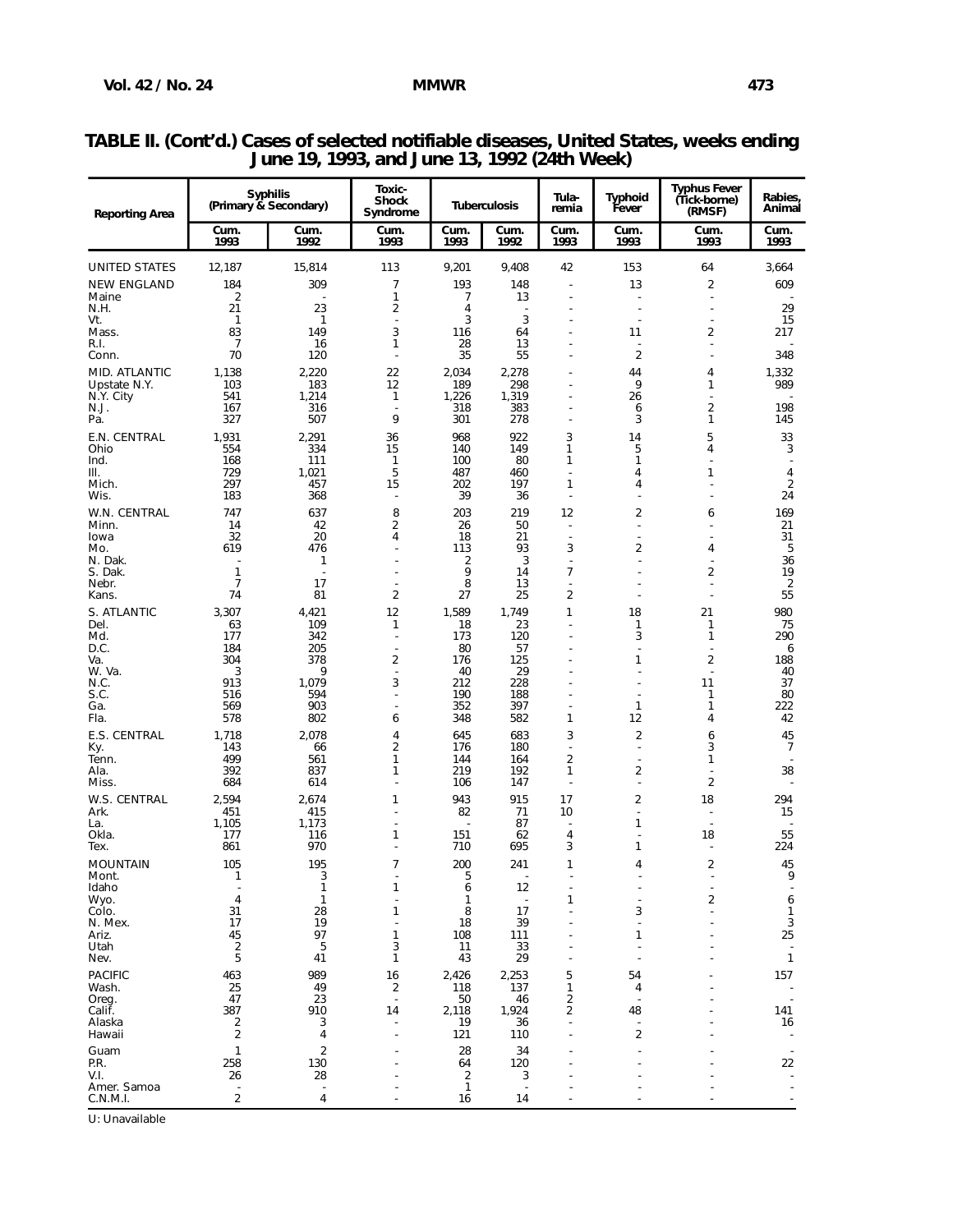## TABLE II. (Cont'd.) Cases of selected notifiable diseases, United States, weeks ending June 19, 1993, and June 13, 1992 (24th Week)

| Reporting Area | Syphilis (Primary & Secondary) | | Toxic-Shock Syndrome | Tuberculosis | | Tula-remia | Typhoid Fever | Typhus Fever (Tick-borne) (RMSF) | Rabies, Animal |
|---|---|---|---|---|---|---|---|---|---|
| | Cum. 1993 | Cum. 1992 | Cum. 1993 | Cum. 1993 | Cum. 1992 | Cum. 1993 | Cum. 1993 | Cum. 1993 | Cum. 1993 |
| UNITED STATES | 12,187 | 15,814 | 113 | 9,201 | 9,408 | 42 | 153 | 64 | 3,664 |
| NEW ENGLAND | 184 | 309 | 7 | 193 | 148 | - | 13 | 2 | 609 |
| Maine | 2 | - | 1 | 7 | 13 | - | - | - | - |
| N.H. | 21 | 23 | 2 | 4 | - | - | - | - | 29 |
| Vt. | 1 | 1 | - | 3 | 3 | - | - | - | 15 |
| Mass. | 83 | 149 | 3 | 116 | 64 | - | 11 | 2 | 217 |
| R.I. | 7 | 16 | 1 | 28 | 13 | - | - | - | - |
| Conn. | 70 | 120 | - | 35 | 55 | - | 2 | - | 348 |
| MID. ATLANTIC | 1,138 | 2,220 | 22 | 2,034 | 2,278 | - | 44 | 4 | 1,332 |
| Upstate N.Y. | 103 | 183 | 12 | 189 | 298 | - | 9 | 1 | 989 |
| N.Y. City | 541 | 1,214 | 1 | 1,226 | 1,319 | - | 26 | - | - |
| N.J. | 167 | 316 | - | 318 | 383 | - | 6 | 2 | 198 |
| Pa. | 327 | 507 | 9 | 301 | 278 | - | 3 | 1 | 145 |
| E.N. CENTRAL | 1,931 | 2,291 | 36 | 968 | 922 | 3 | 14 | 5 | 33 |
| Ohio | 554 | 334 | 15 | 140 | 149 | 1 | 5 | 4 | 3 |
| Ind. | 168 | 111 | 1 | 100 | 80 | 1 | 1 | - | - |
| Ill. | 729 | 1,021 | 5 | 487 | 460 | - | 4 | 1 | 4 |
| Mich. | 297 | 457 | 15 | 202 | 197 | 1 | 4 | - | 2 |
| Wis. | 183 | 368 | - | 39 | 36 | - | - | - | 24 |
| W.N. CENTRAL | 747 | 637 | 8 | 203 | 219 | 12 | 2 | 6 | 169 |
| Minn. | 14 | 42 | 2 | 26 | 50 | - | - | - | 21 |
| Iowa | 32 | 20 | 4 | 18 | 21 | - | - | - | 31 |
| Mo. | 619 | 476 | - | 113 | 93 | 3 | 2 | 4 | 5 |
| N. Dak. | - | 1 | - | 2 | 3 | - | - | - | 36 |
| S. Dak. | 1 | - | - | 9 | 14 | 7 | - | 2 | 19 |
| Nebr. | 7 | 17 | - | 8 | 13 | - | - | - | 2 |
| Kans. | 74 | 81 | 2 | 27 | 25 | 2 | - | - | 55 |
| S. ATLANTIC | 3,307 | 4,421 | 12 | 1,589 | 1,749 | 1 | 18 | 21 | 980 |
| Del. | 63 | 109 | 1 | 18 | 23 | - | 1 | 1 | 75 |
| Md. | 177 | 342 | - | 173 | 120 | - | 3 | 1 | 290 |
| D.C. | 184 | 205 | - | 80 | 57 | - | - | - | 6 |
| Va. | 304 | 378 | 2 | 176 | 125 | - | 1 | 2 | 188 |
| W. Va. | 3 | 9 | - | 40 | 29 | - | - | - | 40 |
| N.C. | 913 | 1,079 | 3 | 212 | 228 | - | - | 11 | 37 |
| S.C. | 516 | 594 | - | 190 | 188 | - | - | 1 | 80 |
| Ga. | 569 | 903 | - | 352 | 397 | - | 1 | 1 | 222 |
| Fla. | 578 | 802 | 6 | 348 | 582 | 1 | 12 | 4 | 42 |
| E.S. CENTRAL | 1,718 | 2,078 | 4 | 645 | 683 | 3 | 2 | 6 | 45 |
| Ky. | 143 | 66 | 2 | 176 | 180 | - | - | 3 | 7 |
| Tenn. | 499 | 561 | 1 | 144 | 164 | 2 | - | 1 | - |
| Ala. | 392 | 837 | 1 | 219 | 192 | 1 | 2 | - | 38 |
| Miss. | 684 | 614 | - | 106 | 147 | - | - | 2 | - |
| W.S. CENTRAL | 2,594 | 2,674 | 1 | 943 | 915 | 17 | 2 | 18 | 294 |
| Ark. | 451 | 415 | - | 82 | 71 | 10 | - | - | 15 |
| La. | 1,105 | 1,173 | - | - | 87 | - | 1 | - | - |
| Okla. | 177 | 116 | 1 | 151 | 62 | 4 | - | 18 | 55 |
| Tex. | 861 | 970 | - | 710 | 695 | 3 | 1 | - | 224 |
| MOUNTAIN | 105 | 195 | 7 | 200 | 241 | 1 | 4 | 2 | 45 |
| Mont. | 1 | 3 | - | 5 | - | - | - | - | 9 |
| Idaho | - | 1 | 1 | 6 | 12 | - | - | - | - |
| Wyo. | 4 | 1 | - | 1 | - | 1 | - | 2 | 6 |
| Colo. | 31 | 28 | 1 | 8 | 17 | - | 3 | - | 1 |
| N. Mex. | 17 | 19 | - | 18 | 39 | - | - | - | 3 |
| Ariz. | 45 | 97 | 1 | 108 | 111 | - | 1 | - | 25 |
| Utah | 2 | 5 | 3 | 11 | 33 | - | - | - | - |
| Nev. | 5 | 41 | 1 | 43 | 29 | - | - | - | 1 |
| PACIFIC | 463 | 989 | 16 | 2,426 | 2,253 | 5 | 54 | - | 157 |
| Wash. | 25 | 49 | 2 | 118 | 137 | 1 | 4 | - | - |
| Oreg. | 47 | 23 | - | 50 | 46 | 2 | - | - | - |
| Calif. | 387 | 910 | 14 | 2,118 | 1,924 | 2 | 48 | - | 141 |
| Alaska | 2 | 3 | - | 19 | 36 | - | - | - | 16 |
| Hawaii | 2 | 4 | - | 121 | 110 | - | 2 | - | - |
| Guam | 1 | 2 | - | 28 | 34 | - | - | - | - |
| P.R. | 258 | 130 | - | 64 | 120 | - | - | - | 22 |
| V.I. | 26 | 28 | - | 2 | 3 | - | - | - | - |
| Amer. Samoa | - | - | - | 1 | - | - | - | - | - |
| C.N.M.I. | 2 | 4 | - | 16 | 14 | - | - | - | - |

U: Unavailable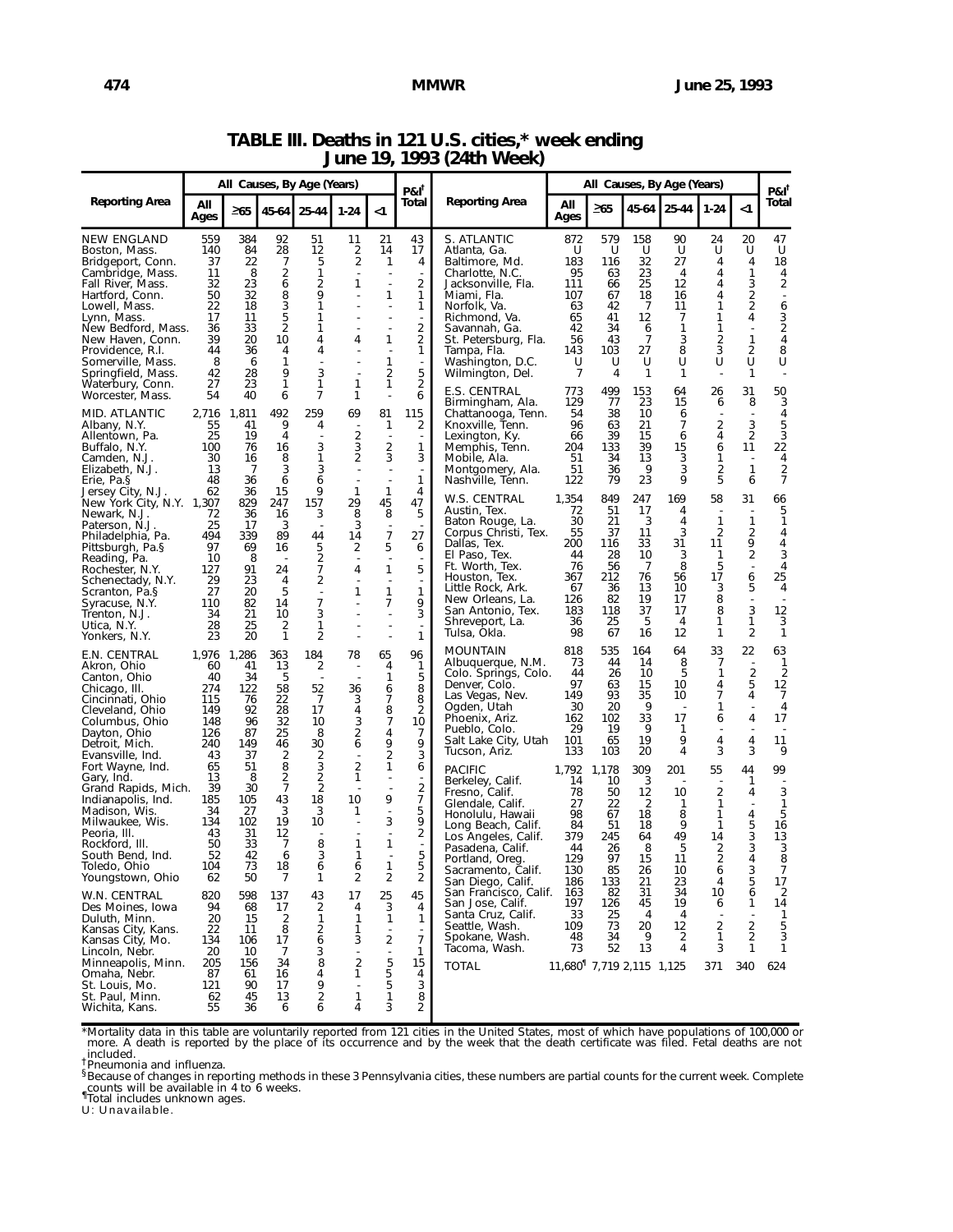# TABLE III. Deaths in 121 U.S. cities,* week ending June 19, 1993 (24th Week)

| Reporting Area | All Causes, By Age (Years) | | | | | | P&I† |
|---|---|---|---|---|---|---|---|
| | All Ages | ≥65 | 45-64 | 25-44 | 1-24 | <1 | Total |
| NEW ENGLAND | 559 | 384 | 92 | 51 | 11 | 21 | 43 |
| Boston, Mass. | 140 | 84 | 28 | 12 | 2 | 14 | 17 |
| Bridgeport, Conn. | 37 | 22 | 7 | 5 | 2 | 1 | 4 |
| Cambridge, Mass. | 11 | 8 | 2 | 1 | - | - | - |
| Fall River, Mass. | 32 | 23 | 6 | 2 | 1 | - | 2 |
| Hartford, Conn. | 50 | 32 | 8 | 9 | - | 1 | 1 |
| Lowell, Mass. | 22 | 18 | 3 | 1 | - | - | 1 |
| Lynn, Mass. | 17 | 11 | 5 | 1 | - | - | - |
| New Bedford, Mass. | 36 | 33 | 2 | 1 | - | - | 2 |
| New Haven, Conn. | 39 | 20 | 10 | 4 | 4 | 1 | 2 |
| Providence, R.I. | 44 | 36 | 4 | 4 | - | - | 1 |
| Somerville, Mass. | 8 | 6 | 1 | - | - | 1 | - |
| Springfield, Mass. | 42 | 28 | 9 | 3 | - | 2 | 5 |
| Waterbury, Conn. | 27 | 23 | 1 | 1 | 1 | 1 | 2 |
| Worcester, Mass. | 54 | 40 | 6 | 7 | 1 | - | 6 |
| MID. ATLANTIC | 2,716 | 1,811 | 492 | 259 | 69 | 81 | 115 |
| Albany, N.Y. | 55 | 41 | 9 | 4 | - | 1 | 2 |
| Allentown, Pa. | 25 | 19 | 4 | - | 2 | - | - |
| Buffalo, N.Y. | 100 | 76 | 16 | 3 | 3 | 2 | 1 |
| Camden, N.J. | 30 | 16 | 8 | 1 | 2 | 3 | 3 |
| Elizabeth, N.J. | 13 | 7 | 3 | 3 | - | - | - |
| Erie, Pa.§ | 48 | 36 | 6 | 6 | - | - | 1 |
| Jersey City, N.J. | 62 | 36 | 15 | 9 | 1 | 1 | 4 |
| New York City, N.Y. | 1,307 | 829 | 247 | 157 | 29 | 45 | 47 |
| Newark, N.J. | 72 | 36 | 16 | 3 | 8 | 8 | 5 |
| Paterson, N.J. | 25 | 17 | 3 | - | 3 | - | - |
| Philadelphia, Pa. | 494 | 339 | 89 | 44 | 14 | 7 | 27 |
| Pittsburgh, Pa.§ | 97 | 69 | 16 | 5 | 2 | 5 | 6 |
| Reading, Pa. | 10 | 8 | - | 2 | - | - | - |
| Rochester, N.Y. | 127 | 91 | 24 | 7 | 4 | 1 | 5 |
| Schenectady, N.Y. | 29 | 23 | 4 | 2 | - | - | - |
| Scranton, Pa.§ | 27 | 20 | 5 | - | 1 | 1 | 1 |
| Syracuse, N.Y. | 110 | 82 | 14 | 7 | - | 7 | 9 |
| Trenton, N.J. | 34 | 21 | 10 | 3 | - | - | 3 |
| Utica, N.Y. | 28 | 25 | 2 | 1 | - | - | - |
| Yonkers, N.Y. | 23 | 20 | 1 | 2 | - | - | 1 |
| E.N. CENTRAL | 1,976 | 1,286 | 363 | 184 | 78 | 65 | 96 |
| Akron, Ohio | 60 | 41 | 13 | 2 | - | 4 | 1 |
| Canton, Ohio | 40 | 34 | 5 | - | - | 1 | 5 |
| Chicago, Ill. | 274 | 122 | 58 | 52 | 36 | 6 | 8 |
| Cincinnati, Ohio | 115 | 76 | 22 | 7 | 3 | 7 | 8 |
| Cleveland, Ohio | 149 | 92 | 28 | 17 | 4 | 8 | 2 |
| Columbus, Ohio | 148 | 96 | 32 | 10 | 3 | 7 | 10 |
| Dayton, Ohio | 126 | 87 | 25 | 8 | 2 | 4 | 7 |
| Detroit, Mich. | 240 | 149 | 46 | 30 | 6 | 9 | 9 |
| Evansville, Ind. | 43 | 37 | 2 | 2 | - | 2 | 3 |
| Fort Wayne, Ind. | 65 | 51 | 8 | 3 | 2 | 1 | 6 |
| Gary, Ind. | 13 | 8 | 2 | 2 | 1 | - | - |
| Grand Rapids, Mich. | 39 | 30 | 7 | 2 | - | - | 2 |
| Indianapolis, Ind. | 185 | 105 | 43 | 18 | 10 | 9 | 7 |
| Madison, Wis. | 34 | 27 | 3 | 3 | 1 | - | 5 |
| Milwaukee, Wis. | 134 | 102 | 19 | 10 | - | 3 | 9 |
| Peoria, Ill. | 43 | 31 | 12 | - | - | - | 2 |
| Rockford, Ill. | 50 | 33 | 7 | 8 | 1 | 1 | - |
| South Bend, Ind. | 52 | 42 | 6 | 3 | 1 | - | 5 |
| Toledo, Ohio | 104 | 73 | 18 | 6 | 6 | 1 | 5 |
| Youngstown, Ohio | 62 | 50 | 7 | 1 | 2 | 2 | 2 |
| W.N. CENTRAL | 820 | 598 | 137 | 43 | 17 | 25 | 45 |
| Des Moines, Iowa | 94 | 68 | 17 | 2 | 4 | 3 | 4 |
| Duluth, Minn. | 20 | 15 | 2 | 1 | 1 | 1 | 1 |
| Kansas City, Kans. | 22 | 11 | 8 | 2 | 1 | - | - |
| Kansas City, Mo. | 134 | 106 | 17 | 6 | 3 | 2 | 7 |
| Lincoln, Nebr. | 20 | 10 | 7 | 3 | - | - | 1 |
| Minneapolis, Minn. | 205 | 156 | 34 | 8 | 2 | 5 | 15 |
| Omaha, Nebr. | 87 | 61 | 16 | 4 | 1 | 5 | 4 |
| St. Louis, Mo. | 121 | 90 | 17 | 9 | - | 5 | 3 |
| St. Paul, Minn. | 62 | 45 | 13 | 2 | 1 | 1 | 8 |
| Wichita, Kans. | 55 | 36 | 6 | 6 | 4 | 3 | 2 |
| S. ATLANTIC | 872 | 579 | 158 | 90 | 24 | 20 | 47 |
| Atlanta, Ga. | U | U | U | U | U | U | U |
| Baltimore, Md. | 183 | 116 | 32 | 27 | 4 | 4 | 18 |
| Charlotte, N.C. | 95 | 63 | 23 | 4 | 4 | 1 | 4 |
| Jacksonville, Fla. | 111 | 66 | 25 | 12 | 4 | 3 | 2 |
| Miami, Fla. | 107 | 67 | 18 | 16 | 4 | 2 | - |
| Norfolk, Va. | 63 | 42 | 7 | 11 | 1 | 2 | 6 |
| Richmond, Va. | 65 | 41 | 12 | 7 | 1 | 4 | 3 |
| Savannah, Ga. | 42 | 34 | 6 | 1 | 1 | - | 2 |
| St. Petersburg, Fla. | 56 | 43 | 7 | 3 | 2 | 1 | 4 |
| Tampa, Fla. | 143 | 103 | 27 | 8 | 3 | 2 | 8 |
| Washington, D.C. | U | U | U | U | U | U | U |
| Wilmington, Del. | 7 | 4 | 1 | 1 | - | 1 | - |
| E.S. CENTRAL | 773 | 499 | 153 | 64 | 26 | 31 | 50 |
| Birmingham, Ala. | 129 | 77 | 23 | 15 | 6 | 8 | 3 |
| Chattanooga, Tenn. | 54 | 38 | 10 | 6 | - | - | 4 |
| Knoxville, Tenn. | 96 | 63 | 21 | 7 | 2 | 3 | 5 |
| Lexington, Ky. | 66 | 39 | 15 | 6 | 4 | 2 | 3 |
| Memphis, Tenn. | 204 | 133 | 39 | 15 | 6 | 11 | 22 |
| Mobile, Ala. | 51 | 34 | 13 | 3 | 1 | - | 4 |
| Montgomery, Ala. | 51 | 36 | 9 | 3 | 2 | 1 | 2 |
| Nashville, Tenn. | 122 | 79 | 23 | 9 | 5 | 6 | 7 |
| W.S. CENTRAL | 1,354 | 849 | 247 | 169 | 58 | 31 | 66 |
| Austin, Tex. | 72 | 51 | 17 | 4 | - | - | 5 |
| Baton Rouge, La. | 30 | 21 | 3 | 4 | 1 | 1 | 1 |
| Corpus Christi, Tex. | 55 | 37 | 11 | 3 | 2 | 2 | 4 |
| Dallas, Tex. | 200 | 116 | 33 | 31 | 11 | 9 | 4 |
| El Paso, Tex. | 44 | 28 | 10 | 3 | 1 | 2 | 3 |
| Ft. Worth, Tex. | 76 | 56 | 7 | 8 | 5 | - | 4 |
| Houston, Tex. | 367 | 212 | 76 | 56 | 17 | 6 | 25 |
| Little Rock, Ark. | 67 | 36 | 13 | 10 | 3 | 5 | 4 |
| New Orleans, La. | 126 | 82 | 19 | 17 | 8 | - | - |
| San Antonio, Tex. | 183 | 118 | 37 | 17 | 8 | 3 | 12 |
| Shreveport, La. | 36 | 25 | 5 | 4 | 1 | 1 | 3 |
| Tulsa, Okla. | 98 | 67 | 16 | 12 | 1 | 2 | 1 |
| MOUNTAIN | 818 | 535 | 164 | 64 | 33 | 22 | 63 |
| Albuquerque, N.M. | 73 | 44 | 14 | 8 | 7 | - | 1 |
| Colo. Springs, Colo. | 44 | 26 | 10 | 5 | 1 | 2 | 2 |
| Denver, Colo. | 97 | 63 | 15 | 10 | 4 | 5 | 12 |
| Las Vegas, Nev. | 149 | 93 | 35 | 10 | 7 | 4 | 7 |
| Ogden, Utah | 30 | 20 | 9 | - | 1 | - | 4 |
| Phoenix, Ariz. | 162 | 102 | 33 | 17 | 6 | 4 | 17 |
| Pueblo, Colo. | 29 | 19 | 9 | 1 | - | - | - |
| Salt Lake City, Utah | 101 | 65 | 19 | 9 | 4 | 4 | 11 |
| Tucson, Ariz. | 133 | 103 | 20 | 4 | 3 | 3 | 9 |
| PACIFIC | 1,792 | 1,178 | 309 | 201 | 55 | 44 | 99 |
| Berkeley, Calif. | 14 | 10 | 3 | - | - | 1 | - |
| Fresno, Calif. | 78 | 50 | 12 | 10 | 2 | 4 | 3 |
| Glendale, Calif. | 27 | 22 | 2 | 1 | 1 | - | 1 |
| Honolulu, Hawaii | 98 | 67 | 18 | 8 | 1 | 4 | 5 |
| Long Beach, Calif. | 84 | 51 | 18 | 9 | 1 | 5 | 16 |
| Los Angeles, Calif. | 379 | 245 | 64 | 49 | 14 | 3 | 13 |
| Pasadena, Calif. | 44 | 26 | 8 | 5 | 2 | 3 | 3 |
| Portland, Oreg. | 129 | 97 | 15 | 11 | 2 | 4 | 8 |
| Sacramento, Calif. | 130 | 85 | 26 | 10 | 6 | 3 | 7 |
| San Diego, Calif. | 186 | 133 | 21 | 23 | 4 | 5 | 17 |
| San Francisco, Calif. | 163 | 82 | 31 | 34 | 10 | 6 | 2 |
| San Jose, Calif. | 197 | 126 | 45 | 19 | 6 | 1 | 14 |
| Santa Cruz, Calif. | 33 | 25 | 4 | 4 | - | - | 1 |
| Seattle, Wash. | 109 | 73 | 20 | 12 | 2 | 2 | 5 |
| Spokane, Wash. | 48 | 34 | 9 | 2 | 1 | 2 | 3 |
| Tacoma, Wash. | 73 | 52 | 13 | 4 | 3 | 1 | 1 |
| TOTAL | 11,680¶ | 7,719 | 2,115 | 1,125 | 371 | 340 | 624 |

*Mortality data in this table are voluntarily reported from 121 cities in the United States, most of which have populations of 100,000 or more. A death is reported by the place of its occurrence and by the week that the death certificate was filed. Fetal deaths are not included.

†Pneumonia and influenza.

§Because of changes in reporting methods in these 3 Pennsylvania cities, these numbers are partial counts for the current week. Complete counts will be available in 4 to 6 weeks.

¶Total includes unknown ages.

U: Unavailable.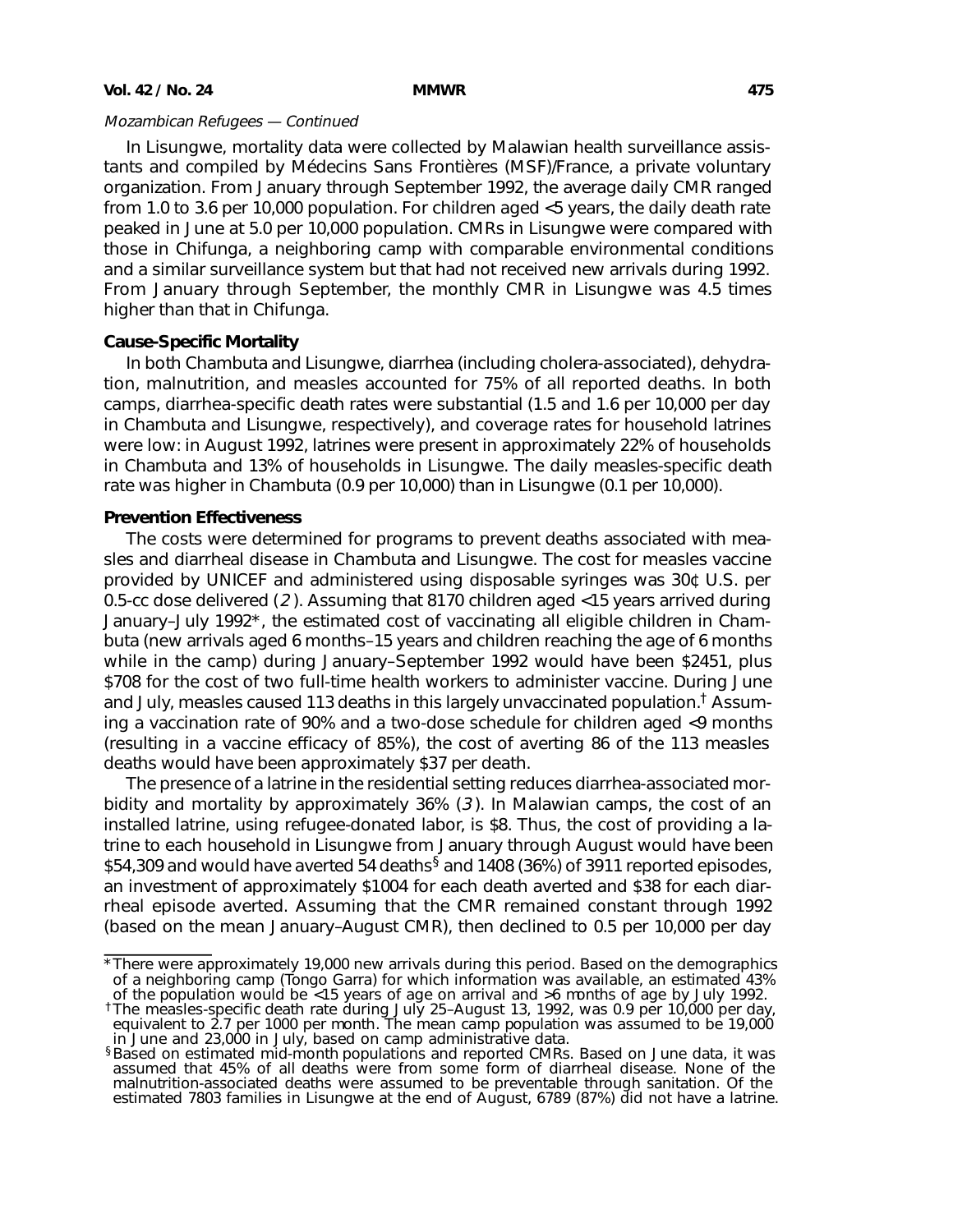*Mozambican Refugees — Continued*

In Lisungwe, mortality data were collected by Malawian health surveillance assistants and compiled by Médecins Sans Frontières (MSF)/France, a private voluntary organization. From January through September 1992, the average daily CMR ranged from 1.0 to 3.6 per 10,000 population. For children aged <5 years, the daily death rate peaked in June at 5.0 per 10,000 population. CMRs in Lisungwe were compared with those in Chifunga, a neighboring camp with comparable environmental conditions and a similar surveillance system but that had not received new arrivals during 1992. From January through September, the monthly CMR in Lisungwe was 4.5 times higher than that in Chifunga.

**Cause-Specific Mortality**

In both Chambuta and Lisungwe, diarrhea (including cholera-associated), dehydration, malnutrition, and measles accounted for 75% of all reported deaths. In both camps, diarrhea-specific death rates were substantial (1.5 and 1.6 per 10,000 per day in Chambuta and Lisungwe, respectively), and coverage rates for household latrines were low: in August 1992, latrines were present in approximately 22% of households in Chambuta and 13% of households in Lisungwe. The daily measles-specific death rate was higher in Chambuta (0.9 per 10,000) than in Lisungwe (0.1 per 10,000).

**Prevention Effectiveness**

The costs were determined for programs to prevent deaths associated with measles and diarrheal disease in Chambuta and Lisungwe. The cost for measles vaccine provided by UNICEF and administered using disposable syringes was 30¢ U.S. per 0.5-cc dose delivered (*2*). Assuming that 8170 children aged <15 years arrived during January–July 1992*, the estimated cost of vaccinating all eligible children in Chambuta (new arrivals aged 6 months–15 years and children reaching the age of 6 months while in the camp) during January–September 1992 would have been $2451, plus $708 for the cost of two full-time health workers to administer vaccine. During June and July, measles caused 113 deaths in this largely unvaccinated population.† Assuming a vaccination rate of 90% and a two-dose schedule for children aged <9 months (resulting in a vaccine efficacy of 85%), the cost of averting 86 of the 113 measles deaths would have been approximately $37 per death.

The presence of a latrine in the residential setting reduces diarrhea-associated morbidity and mortality by approximately 36% (*3*). In Malawian camps, the cost of an installed latrine, using refugee-donated labor, is $8. Thus, the cost of providing a latrine to each household in Lisungwe from January through August would have been $54,309 and would have averted 54 deaths§ and 1408 (36%) of 3911 reported episodes, an investment of approximately $1004 for each death averted and $38 for each diarrheal episode averted. Assuming that the CMR remained constant through 1992 (based on the mean January–August CMR), then declined to 0.5 per 10,000 per day

---

*There were approximately 19,000 new arrivals during this period. Based on the demographics of a neighboring camp (Tongo Garra) for which information was available, an estimated 43% of the population would be <15 years of age on arrival and >6 months of age by July 1992.

†The measles-specific death rate during July 25–August 13, 1992, was 0.9 per 10,000 per day, equivalent to 2.7 per 1000 per month. The mean camp population was assumed to be 19,000 in June and 23,000 in July, based on camp administrative data.

§Based on estimated mid-month populations and reported CMRs. Based on June data, it was assumed that 45% of all deaths were from some form of diarrheal disease. None of the malnutrition-associated deaths were assumed to be preventable through sanitation. Of the estimated 7803 families in Lisungwe at the end of August, 6789 (87%) did not have a latrine.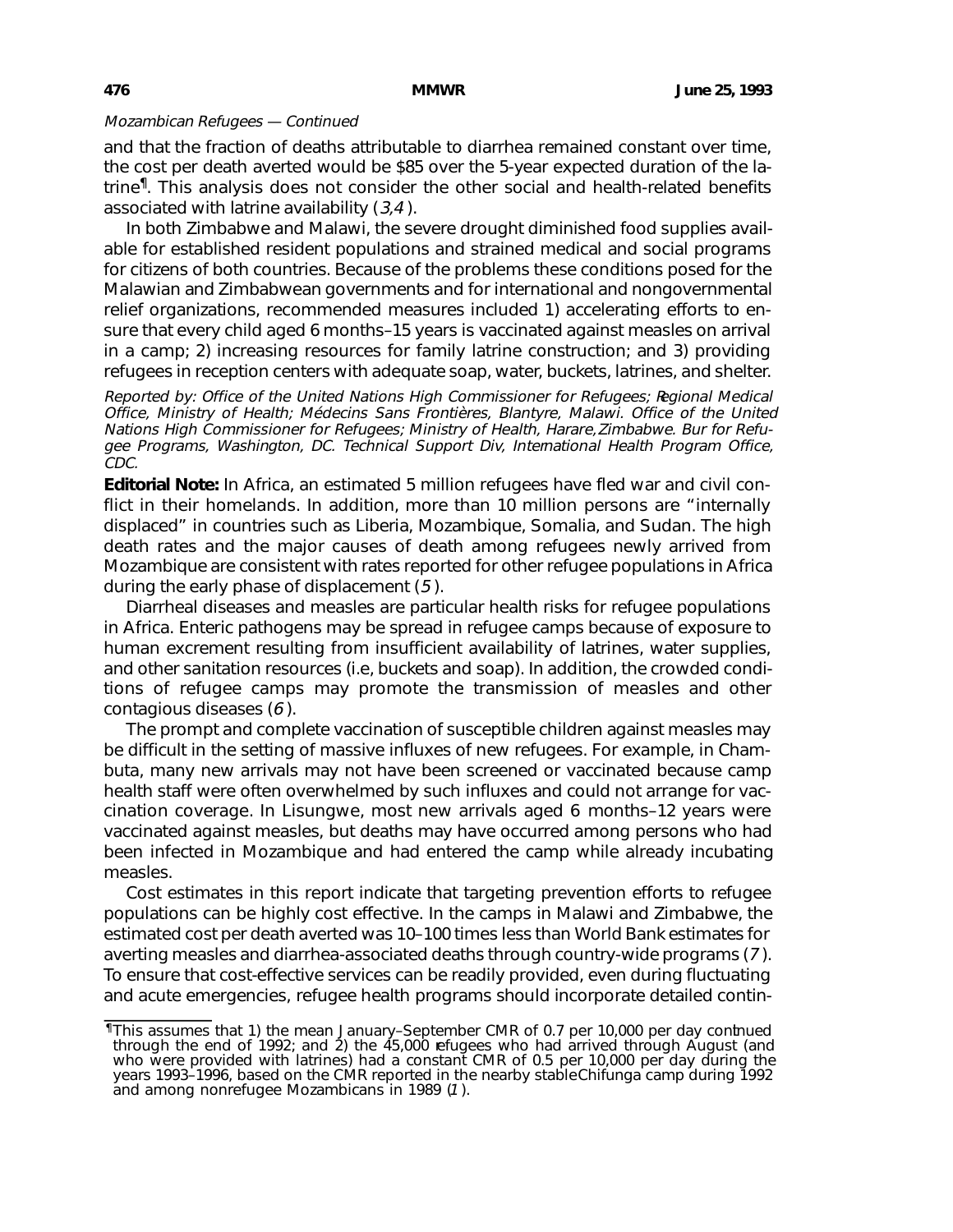*Mozambican Refugees — Continued*

and that the fraction of deaths attributable to diarrhea remained constant over time, the cost per death averted would be $85 over the 5-year expected duration of the latrine[¶]. This analysis does not consider the other social and health-related benefits associated with latrine availability (*3,4*).

In both Zimbabwe and Malawi, the severe drought diminished food supplies available for established resident populations and strained medical and social programs for citizens of both countries. Because of the problems these conditions posed for the Malawian and Zimbabwean governments and for international and nongovernmental relief organizations, recommended measures included 1) accelerating efforts to ensure that every child aged 6 months–15 years is vaccinated against measles on arrival in a camp; 2) increasing resources for family latrine construction; and 3) providing refugees in reception centers with adequate soap, water, buckets, latrines, and shelter.

*Reported by: Office of the United Nations High Commissioner for Refugees; Regional Medical Office, Ministry of Health; Médecins Sans Frontières, Blantyre, Malawi. Office of the United Nations High Commissioner for Refugees; Ministry of Health, Harare, Zimbabwe. Bur for Refugee Programs, Washington, DC. Technical Support Div, International Health Program Office, CDC.*

**Editorial Note:** In Africa, an estimated 5 million refugees have fled war and civil conflict in their homelands. In addition, more than 10 million persons are "internally displaced" in countries such as Liberia, Mozambique, Somalia, and Sudan. The high death rates and the major causes of death among refugees newly arrived from Mozambique are consistent with rates reported for other refugee populations in Africa during the early phase of displacement (*5*).

Diarrheal diseases and measles are particular health risks for refugee populations in Africa. Enteric pathogens may be spread in refugee camps because of exposure to human excrement resulting from insufficient availability of latrines, water supplies, and other sanitation resources (i.e, buckets and soap). In addition, the crowded conditions of refugee camps may promote the transmission of measles and other contagious diseases (*6*).

The prompt and complete vaccination of susceptible children against measles may be difficult in the setting of massive influxes of new refugees. For example, in Chambuta, many new arrivals may not have been screened or vaccinated because camp health staff were often overwhelmed by such influxes and could not arrange for vaccination coverage. In Lisungwe, most new arrivals aged 6 months–12 years were vaccinated against measles, but deaths may have occurred among persons who had been infected in Mozambique and had entered the camp while already incubating measles.

Cost estimates in this report indicate that targeting prevention efforts to refugee populations can be highly cost effective. In the camps in Malawi and Zimbabwe, the estimated cost per death averted was 10–100 times less than World Bank estimates for averting measles and diarrhea-associated deaths through country-wide programs (*7*). To ensure that cost-effective services can be readily provided, even during fluctuating and acute emergencies, refugee health programs should incorporate detailed contin-

---

[¶]This assumes that 1) the mean January–September CMR of 0.7 per 10,000 per day continued through the end of 1992; and 2) the 45,000 refugees who had arrived through August (and who were provided with latrines) had a constant CMR of 0.5 per 10,000 per day during the years 1993–1996, based on the CMR reported in the nearby stable Chifunga camp during 1992 and among nonrefugee Mozambicans in 1989 (*1*).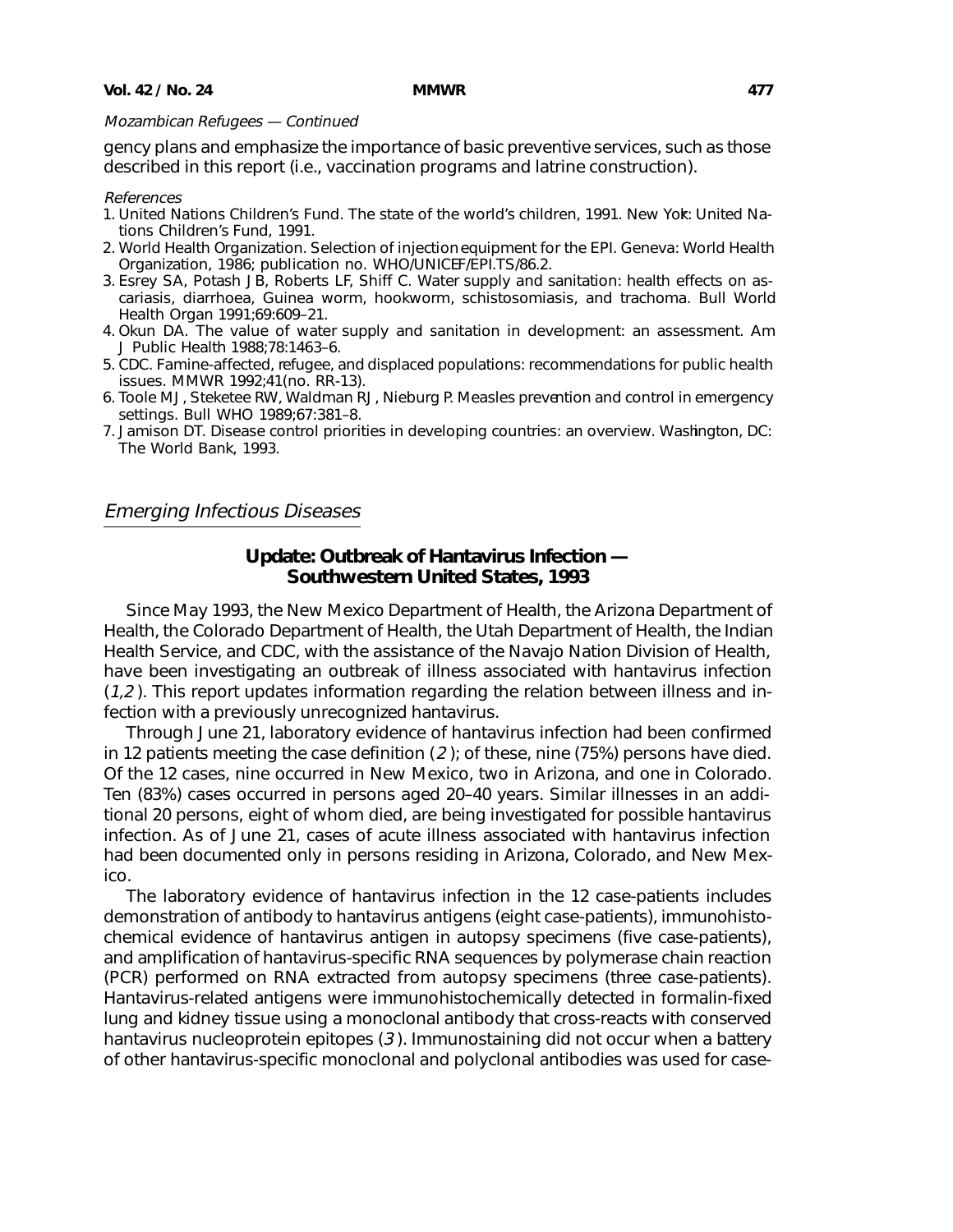*Mozambican Refugees — Continued*

gency plans and emphasize the importance of basic preventive services, such as those described in this report (i.e., vaccination programs and latrine construction).

*References*

1. United Nations Children's Fund. The state of the world's children, 1991. New York: United Nations Children's Fund, 1991.
2. World Health Organization. Selection of injection equipment for the EPI. Geneva: World Health Organization, 1986; publication no. WHO/UNICEF/EPI.TS/86.2.
3. Esrey SA, Potash JB, Roberts LF, Shiff C. Water supply and sanitation: health effects on ascariasis, diarrhoea, Guinea worm, hookworm, schistosomiasis, and trachoma. Bull World Health Organ 1991;69:609–21.
4. Okun DA. The value of water supply and sanitation in development: an assessment. Am J Public Health 1988;78:1463–6.
5. CDC. Famine-affected, refugee, and displaced populations: recommendations for public health issues. MMWR 1992;41(no. RR-13).
6. Toole MJ, Steketee RW, Waldman RJ, Nieburg P. Measles prevention and control in emergency settings. Bull WHO 1989;67:381–8.
7. Jamison DT. Disease control priorities in developing countries: an overview. Washington, DC: The World Bank, 1993.

## *Emerging Infectious Diseases*

### Update: Outbreak of Hantavirus Infection — Southwestern United States, 1993

Since May 1993, the New Mexico Department of Health, the Arizona Department of Health, the Colorado Department of Health, the Utah Department of Health, the Indian Health Service, and CDC, with the assistance of the Navajo Nation Division of Health, have been investigating an outbreak of illness associated with hantavirus infection (*1,2*). This report updates information regarding the relation between illness and infection with a previously unrecognized hantavirus.

Through June 21, laboratory evidence of hantavirus infection had been confirmed in 12 patients meeting the case definition (*2*); of these, nine (75%) persons have died. Of the 12 cases, nine occurred in New Mexico, two in Arizona, and one in Colorado. Ten (83%) cases occurred in persons aged 20–40 years. Similar illnesses in an additional 20 persons, eight of whom died, are being investigated for possible hantavirus infection. As of June 21, cases of acute illness associated with hantavirus infection had been documented only in persons residing in Arizona, Colorado, and New Mexico.

The laboratory evidence of hantavirus infection in the 12 case-patients includes demonstration of antibody to hantavirus antigens (eight case-patients), immunohistochemical evidence of hantavirus antigen in autopsy specimens (five case-patients), and amplification of hantavirus-specific RNA sequences by polymerase chain reaction (PCR) performed on RNA extracted from autopsy specimens (three case-patients). Hantavirus-related antigens were immunohistochemically detected in formalin-fixed lung and kidney tissue using a monoclonal antibody that cross-reacts with conserved hantavirus nucleoprotein epitopes (*3*). Immunostaining did not occur when a battery of other hantavirus-specific monoclonal and polyclonal antibodies was used for case-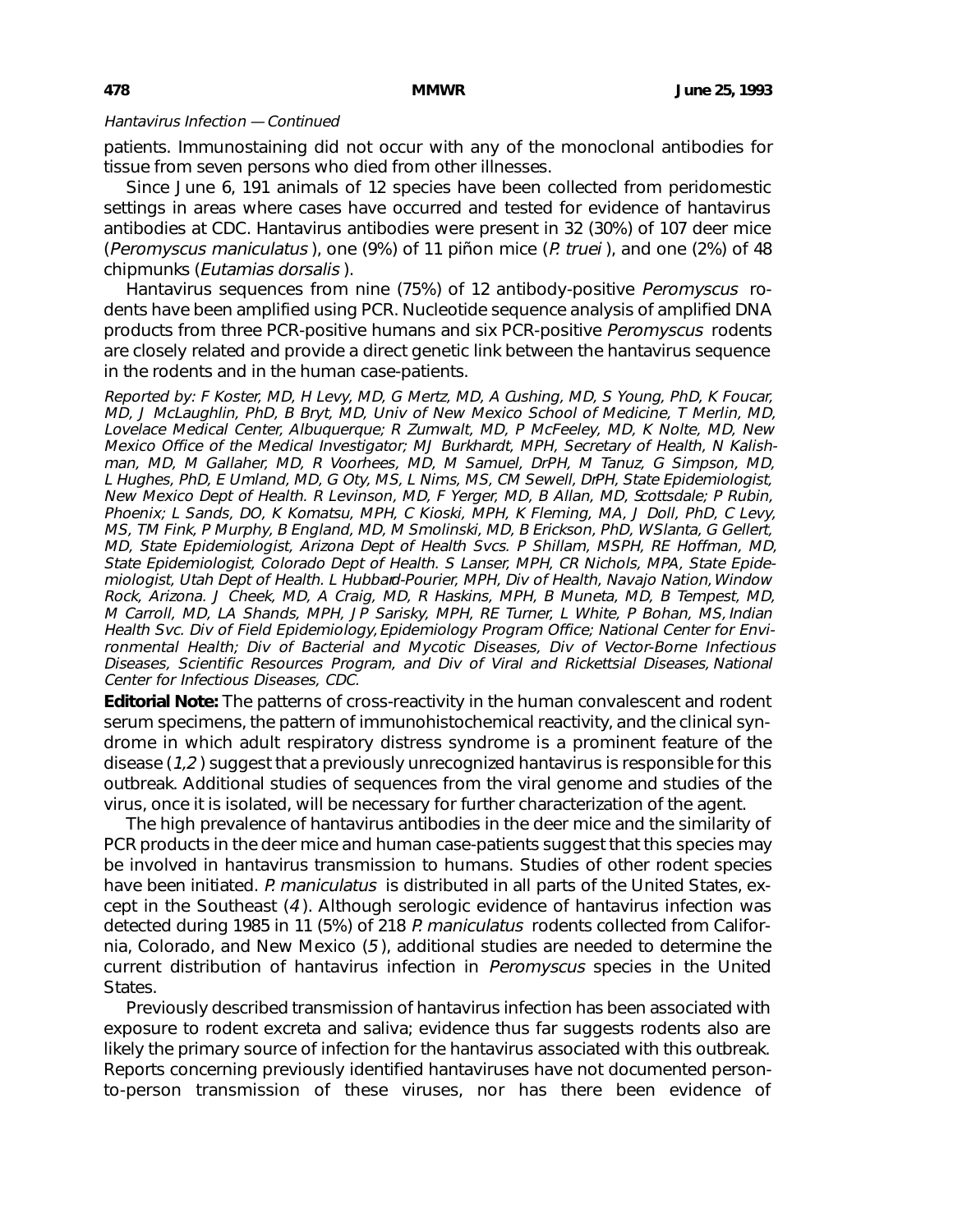*Hantavirus Infection — Continued*

patients. Immunostaining did not occur with any of the monoclonal antibodies for tissue from seven persons who died from other illnesses.

Since June 6, 191 animals of 12 species have been collected from peridomestic settings in areas where cases have occurred and tested for evidence of hantavirus antibodies at CDC. Hantavirus antibodies were present in 32 (30%) of 107 deer mice (*Peromyscus maniculatus*), one (9%) of 11 piñon mice (*P. truei*), and one (2%) of 48 chipmunks (*Eutamias dorsalis*).

Hantavirus sequences from nine (75%) of 12 antibody-positive *Peromyscus* rodents have been amplified using PCR. Nucleotide sequence analysis of amplified DNA products from three PCR-positive humans and six PCR-positive *Peromyscus* rodents are closely related and provide a direct genetic link between the hantavirus sequence in the rodents and in the human case-patients.

*Reported by: F Koster, MD, H Levy, MD, G Mertz, MD, A Cushing, MD, S Young, PhD, K Foucar, MD, J McLaughlin, PhD, B Bryt, MD, Univ of New Mexico School of Medicine, T Merlin, MD, Lovelace Medical Center, Albuquerque; R Zumwalt, MD, P McFeeley, MD, K Nolte, MD, New Mexico Office of the Medical Investigator; MJ Burkhardt, MPH, Secretary of Health, N Kalishman, MD, M Gallaher, MD, R Voorhees, MD, M Samuel, DrPH, M Tanuz, G Simpson, MD, L Hughes, PhD, E Umland, MD, G Oty, MS, L Nims, MS, CM Sewell, DrPH, State Epidemiologist, New Mexico Dept of Health. R Levinson, MD, F Yerger, MD, B Allan, MD, Scottsdale; P Rubin, Phoenix; L Sands, DO, K Komatsu, MPH, C Kioski, MPH, K Fleming, MA, J Doll, PhD, C Levy, MS, TM Fink, P Murphy, B England, MD, M Smolinski, MD, B Erickson, PhD, W Slanta, G Gellert, MD, State Epidemiologist, Arizona Dept of Health Svcs. P Shillam, MSPH, RE Hoffman, MD, State Epidemiologist, Colorado Dept of Health. S Lanser, MPH, CR Nichols, MPA, State Epidemiologist, Utah Dept of Health. L Hubbard-Pourier, MPH, Div of Health, Navajo Nation, Window Rock, Arizona. J Cheek, MD, A Craig, MD, R Haskins, MPH, B Muneta, MD, B Tempest, MD, M Carroll, MD, LA Shands, MPH, JP Sarisky, MPH, RE Turner, L White, P Bohan, MS, Indian Health Svc. Div of Field Epidemiology, Epidemiology Program Office; National Center for Environmental Health; Div of Bacterial and Mycotic Diseases, Div of Vector-Borne Infectious Diseases, Scientific Resources Program, and Div of Viral and Rickettsial Diseases, National Center for Infectious Diseases, CDC.*

**Editorial Note:** The patterns of cross-reactivity in the human convalescent and rodent serum specimens, the pattern of immunohistochemical reactivity, and the clinical syndrome in which adult respiratory distress syndrome is a prominent feature of the disease (*1,2*) suggest that a previously unrecognized hantavirus is responsible for this outbreak. Additional studies of sequences from the viral genome and studies of the virus, once it is isolated, will be necessary for further characterization of the agent.

The high prevalence of hantavirus antibodies in the deer mice and the similarity of PCR products in the deer mice and human case-patients suggest that this species may be involved in hantavirus transmission to humans. Studies of other rodent species have been initiated. *P. maniculatus* is distributed in all parts of the United States, except in the Southeast (*4*). Although serologic evidence of hantavirus infection was detected during 1985 in 11 (5%) of 218 *P. maniculatus* rodents collected from California, Colorado, and New Mexico (*5*), additional studies are needed to determine the current distribution of hantavirus infection in *Peromyscus* species in the United States.

Previously described transmission of hantavirus infection has been associated with exposure to rodent excreta and saliva; evidence thus far suggests rodents also are likely the primary source of infection for the hantavirus associated with this outbreak. Reports concerning previously identified hantaviruses have not documented person-to-person transmission of these viruses, nor has there been evidence of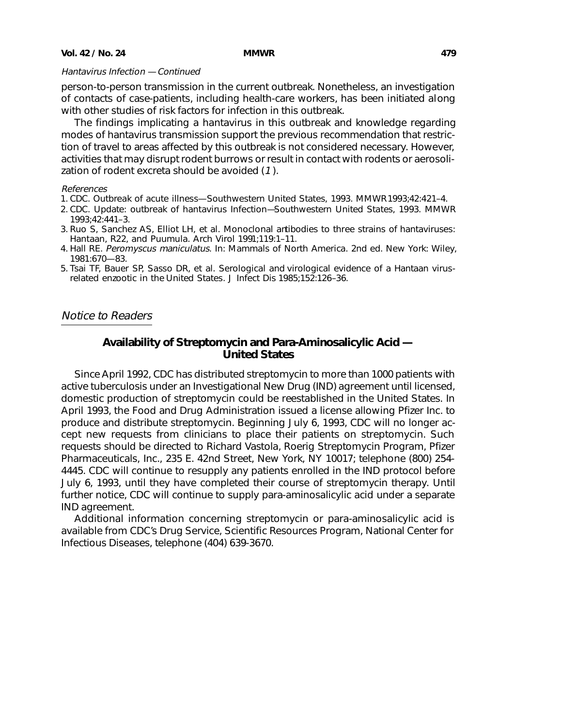*Hantavirus Infection — Continued*

person-to-person transmission in the current outbreak. Nonetheless, an investigation of contacts of case-patients, including health-care workers, has been initiated along with other studies of risk factors for infection in this outbreak.

The findings implicating a hantavirus in this outbreak and knowledge regarding modes of hantavirus transmission support the previous recommendation that restriction of travel to areas affected by this outbreak is not considered necessary. However, activities that may disrupt rodent burrows or result in contact with rodents or aerosolization of rodent excreta should be avoided (*1*).

*References*

1. CDC. Outbreak of acute illness—Southwestern United States, 1993. MMWR 1993;42:421–4.
2. CDC. Update: outbreak of hantavirus Infection—Southwestern United States, 1993. MMWR 1993;42:441–3.
3. Ruo S, Sanchez AS, Elliot LH, et al. Monoclonal antibodies to three strains of hantaviruses: Hantaan, R22, and Puumula. Arch Virol 1991;119:1–11.
4. Hall RE. *Peromyscus maniculatus.* In: Mammals of North America. 2nd ed. New York: Wiley, 1981:670—83.
5. Tsai TF, Bauer SP, Sasso DR, et al. Serological and virological evidence of a Hantaan virus-related enzootic in the United States. J Infect Dis 1985;152:126–36.

*Notice to Readers*

## Availability of Streptomycin and Para-Aminosalicylic Acid — United States

Since April 1992, CDC has distributed streptomycin to more than 1000 patients with active tuberculosis under an Investigational New Drug (IND) agreement until licensed, domestic production of streptomycin could be reestablished in the United States. In April 1993, the Food and Drug Administration issued a license allowing Pfizer Inc. to produce and distribute streptomycin. Beginning July 6, 1993, CDC will no longer accept new requests from clinicians to place their patients on streptomycin. Such requests should be directed to Richard Vastola, Roerig Streptomycin Program, Pfizer Pharmaceuticals, Inc., 235 E. 42nd Street, New York, NY 10017; telephone (800) 254-4445. CDC will continue to resupply any patients enrolled in the IND protocol before July 6, 1993, until they have completed their course of streptomycin therapy. Until further notice, CDC will continue to supply para-aminosalicylic acid under a separate IND agreement.

Additional information concerning streptomycin or para-aminosalicylic acid is available from CDC's Drug Service, Scientific Resources Program, National Center for Infectious Diseases, telephone (404) 639-3670.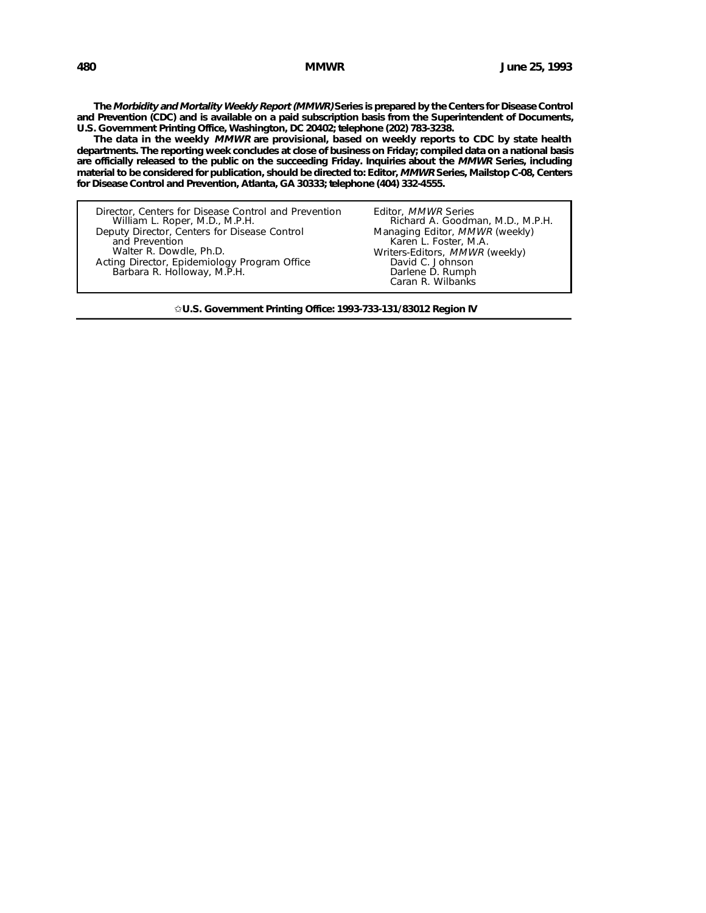**The *Morbidity and Mortality Weekly Report (MMWR)* Series is prepared by the Centers for Disease Control and Prevention (CDC) and is available on a paid subscription basis from the Superintendent of Documents, U.S. Government Printing Office, Washington, DC 20402; telephone (202) 783-3238.**

**The data in the weekly *MMWR* are provisional, based on weekly reports to CDC by state health departments. The reporting week concludes at close of business on Friday; compiled data on a national basis are officially released to the public on the succeeding Friday. Inquiries about the *MMWR* Series, including material to be considered for publication, should be directed to: Editor, *MMWR* Series, Mailstop C-08, Centers for Disease Control and Prevention, Atlanta, GA 30333; telephone (404) 332-4555.**

Director, Centers for Disease Control and Prevention
William L. Roper, M.D., M.P.H.

Deputy Director, Centers for Disease Control and Prevention
Walter R. Dowdle, Ph.D.

Acting Director, Epidemiology Program Office
Barbara R. Holloway, M.P.H.

Editor, *MMWR* Series
Richard A. Goodman, M.D., M.P.H.

Managing Editor, *MMWR* (weekly)
Karen L. Foster, M.A.

Writers-Editors, *MMWR* (weekly)
David C. Johnson
Darlene D. Rumph
Caran R. Wilbanks

**☆U.S. Government Printing Office: 1993-733-131/83012 Region IV**